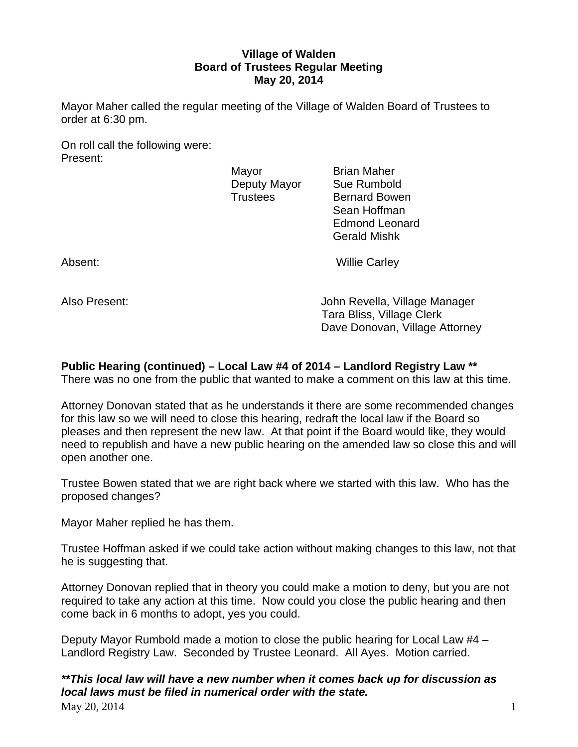**Village of Walden**
**Board of Trustees Regular Meeting**
**May 20, 2014**

Mayor Maher called the regular meeting of the Village of Walden Board of Trustees to order at 6:30 pm.

On roll call the following were:
Present:

| | |
|---|---|
| Mayor | Brian Maher |
| Deputy Mayor | Sue Rumbold |
| Trustees | Bernard Bowen |
| | Sean Hoffman |
| | Edmond Leonard |
| | Gerald Mishk |

Absent: Willie Carley

Also Present: John Revella, Village Manager
Tara Bliss, Village Clerk
Dave Donovan, Village Attorney

**Public Hearing (continued) – Local Law #4 of 2014 – Landlord Registry Law \*\***
There was no one from the public that wanted to make a comment on this law at this time.

Attorney Donovan stated that as he understands it there are some recommended changes for this law so we will need to close this hearing, redraft the local law if the Board so pleases and then represent the new law. At that point if the Board would like, they would need to republish and have a new public hearing on the amended law so close this and will open another one.

Trustee Bowen stated that we are right back where we started with this law. Who has the proposed changes?

Mayor Maher replied he has them.

Trustee Hoffman asked if we could take action without making changes to this law, not that he is suggesting that.

Attorney Donovan replied that in theory you could make a motion to deny, but you are not required to take any action at this time. Now could you close the public hearing and then come back in 6 months to adopt, yes you could.

Deputy Mayor Rumbold made a motion to close the public hearing for Local Law #4 – Landlord Registry Law. Seconded by Trustee Leonard. All Ayes. Motion carried.

***\*\*This local law will have a new number when it comes back up for discussion as local laws must be filed in numerical order with the state.***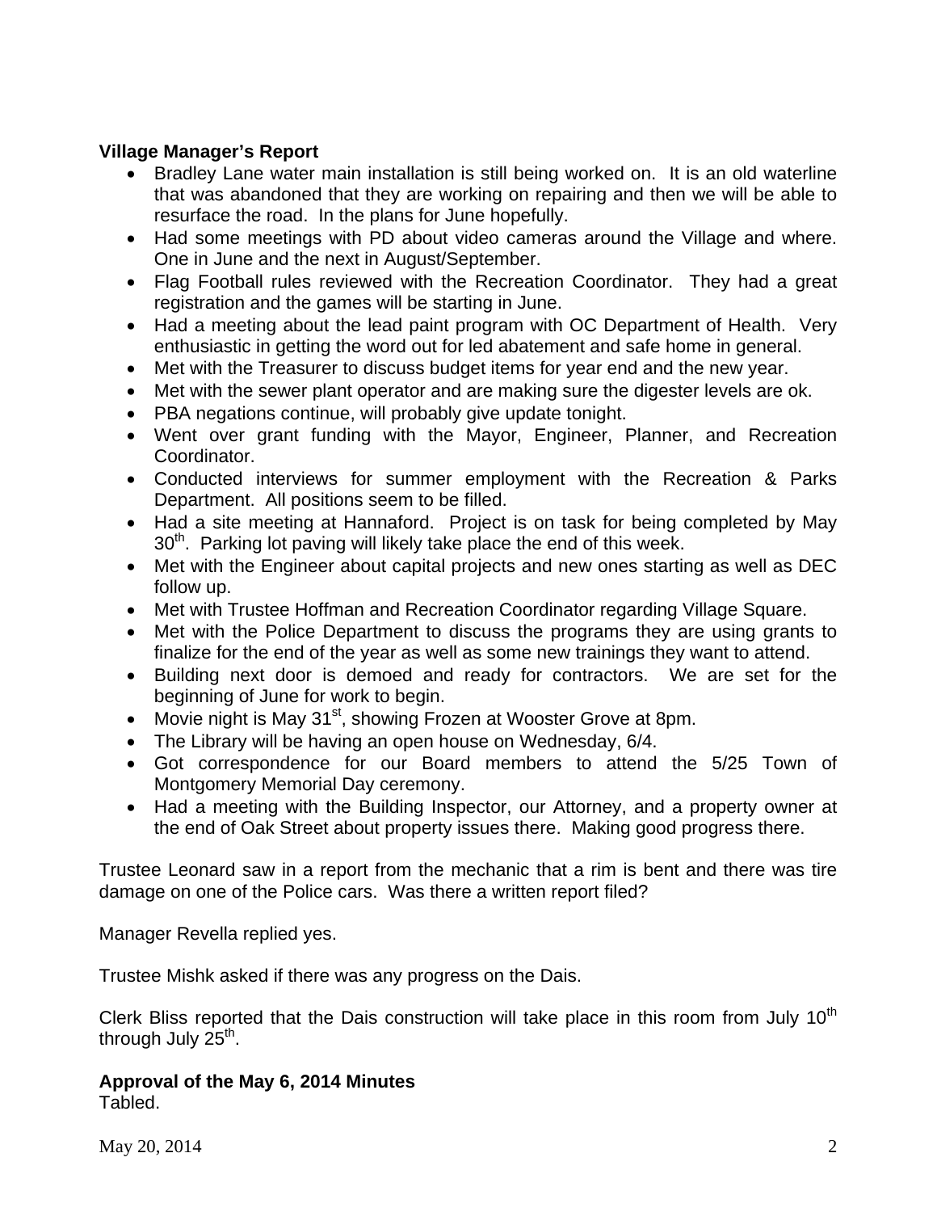**Village Manager's Report**

- Bradley Lane water main installation is still being worked on. It is an old waterline that was abandoned that they are working on repairing and then we will be able to resurface the road. In the plans for June hopefully.
- Had some meetings with PD about video cameras around the Village and where. One in June and the next in August/September.
- Flag Football rules reviewed with the Recreation Coordinator. They had a great registration and the games will be starting in June.
- Had a meeting about the lead paint program with OC Department of Health. Very enthusiastic in getting the word out for led abatement and safe home in general.
- Met with the Treasurer to discuss budget items for year end and the new year.
- Met with the sewer plant operator and are making sure the digester levels are ok.
- PBA negations continue, will probably give update tonight.
- Went over grant funding with the Mayor, Engineer, Planner, and Recreation Coordinator.
- Conducted interviews for summer employment with the Recreation & Parks Department. All positions seem to be filled.
- Had a site meeting at Hannaford. Project is on task for being completed by May 30th. Parking lot paving will likely take place the end of this week.
- Met with the Engineer about capital projects and new ones starting as well as DEC follow up.
- Met with Trustee Hoffman and Recreation Coordinator regarding Village Square.
- Met with the Police Department to discuss the programs they are using grants to finalize for the end of the year as well as some new trainings they want to attend.
- Building next door is demoed and ready for contractors. We are set for the beginning of June for work to begin.
- Movie night is May 31st, showing Frozen at Wooster Grove at 8pm.
- The Library will be having an open house on Wednesday, 6/4.
- Got correspondence for our Board members to attend the 5/25 Town of Montgomery Memorial Day ceremony.
- Had a meeting with the Building Inspector, our Attorney, and a property owner at the end of Oak Street about property issues there. Making good progress there.

Trustee Leonard saw in a report from the mechanic that a rim is bent and there was tire damage on one of the Police cars. Was there a written report filed?

Manager Revella replied yes.

Trustee Mishk asked if there was any progress on the Dais.

Clerk Bliss reported that the Dais construction will take place in this room from July 10th through July 25th.

**Approval of the May 6, 2014 Minutes**

Tabled.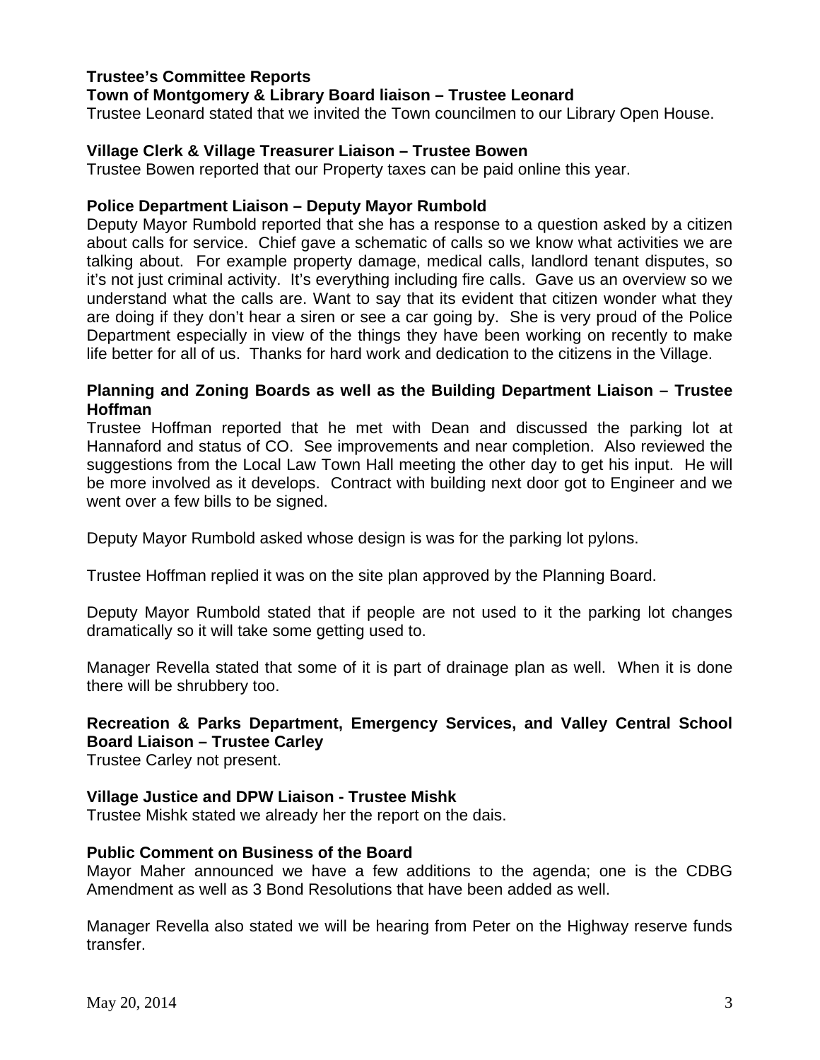**Trustee's Committee Reports**

**Town of Montgomery & Library Board liaison – Trustee Leonard**

Trustee Leonard stated that we invited the Town councilmen to our Library Open House.

**Village Clerk & Village Treasurer Liaison – Trustee Bowen**

Trustee Bowen reported that our Property taxes can be paid online this year.

**Police Department Liaison – Deputy Mayor Rumbold**

Deputy Mayor Rumbold reported that she has a response to a question asked by a citizen about calls for service. Chief gave a schematic of calls so we know what activities we are talking about. For example property damage, medical calls, landlord tenant disputes, so it's not just criminal activity. It's everything including fire calls. Gave us an overview so we understand what the calls are. Want to say that its evident that citizen wonder what they are doing if they don't hear a siren or see a car going by. She is very proud of the Police Department especially in view of the things they have been working on recently to make life better for all of us. Thanks for hard work and dedication to the citizens in the Village.

**Planning and Zoning Boards as well as the Building Department Liaison – Trustee Hoffman**

Trustee Hoffman reported that he met with Dean and discussed the parking lot at Hannaford and status of CO. See improvements and near completion. Also reviewed the suggestions from the Local Law Town Hall meeting the other day to get his input. He will be more involved as it develops. Contract with building next door got to Engineer and we went over a few bills to be signed.

Deputy Mayor Rumbold asked whose design is was for the parking lot pylons.

Trustee Hoffman replied it was on the site plan approved by the Planning Board.

Deputy Mayor Rumbold stated that if people are not used to it the parking lot changes dramatically so it will take some getting used to.

Manager Revella stated that some of it is part of drainage plan as well. When it is done there will be shrubbery too.

**Recreation & Parks Department, Emergency Services, and Valley Central School Board Liaison – Trustee Carley**

Trustee Carley not present.

**Village Justice and DPW Liaison - Trustee Mishk**

Trustee Mishk stated we already her the report on the dais.

**Public Comment on Business of the Board**

Mayor Maher announced we have a few additions to the agenda; one is the CDBG Amendment as well as 3 Bond Resolutions that have been added as well.

Manager Revella also stated we will be hearing from Peter on the Highway reserve funds transfer.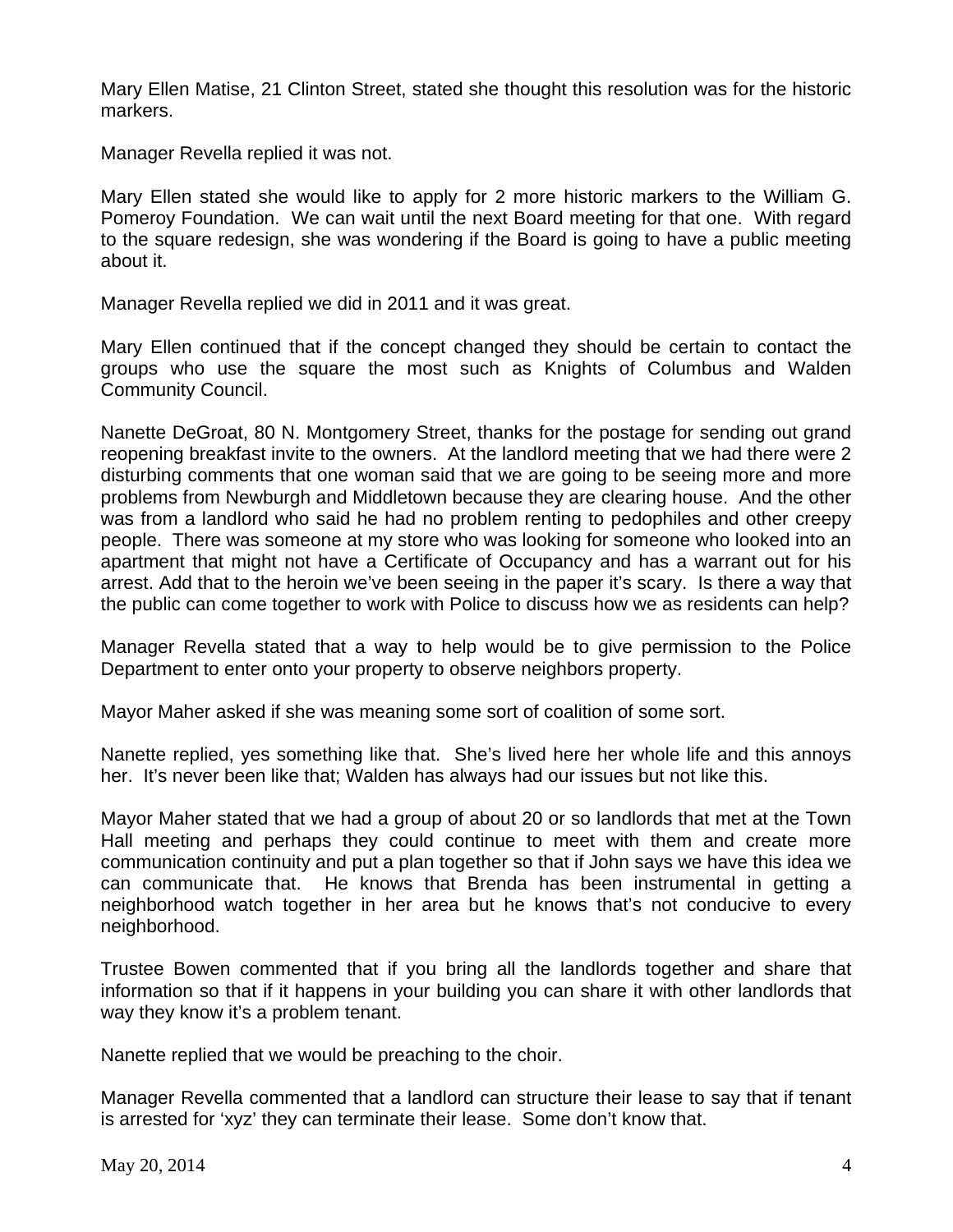Mary Ellen Matise, 21 Clinton Street, stated she thought this resolution was for the historic markers.

Manager Revella replied it was not.

Mary Ellen stated she would like to apply for 2 more historic markers to the William G. Pomeroy Foundation. We can wait until the next Board meeting for that one. With regard to the square redesign, she was wondering if the Board is going to have a public meeting about it.

Manager Revella replied we did in 2011 and it was great.

Mary Ellen continued that if the concept changed they should be certain to contact the groups who use the square the most such as Knights of Columbus and Walden Community Council.

Nanette DeGroat, 80 N. Montgomery Street, thanks for the postage for sending out grand reopening breakfast invite to the owners. At the landlord meeting that we had there were 2 disturbing comments that one woman said that we are going to be seeing more and more problems from Newburgh and Middletown because they are clearing house. And the other was from a landlord who said he had no problem renting to pedophiles and other creepy people. There was someone at my store who was looking for someone who looked into an apartment that might not have a Certificate of Occupancy and has a warrant out for his arrest. Add that to the heroin we've been seeing in the paper it's scary. Is there a way that the public can come together to work with Police to discuss how we as residents can help?

Manager Revella stated that a way to help would be to give permission to the Police Department to enter onto your property to observe neighbors property.

Mayor Maher asked if she was meaning some sort of coalition of some sort.

Nanette replied, yes something like that. She's lived here her whole life and this annoys her. It's never been like that; Walden has always had our issues but not like this.

Mayor Maher stated that we had a group of about 20 or so landlords that met at the Town Hall meeting and perhaps they could continue to meet with them and create more communication continuity and put a plan together so that if John says we have this idea we can communicate that. He knows that Brenda has been instrumental in getting a neighborhood watch together in her area but he knows that's not conducive to every neighborhood.

Trustee Bowen commented that if you bring all the landlords together and share that information so that if it happens in your building you can share it with other landlords that way they know it's a problem tenant.

Nanette replied that we would be preaching to the choir.

Manager Revella commented that a landlord can structure their lease to say that if tenant is arrested for 'xyz' they can terminate their lease. Some don't know that.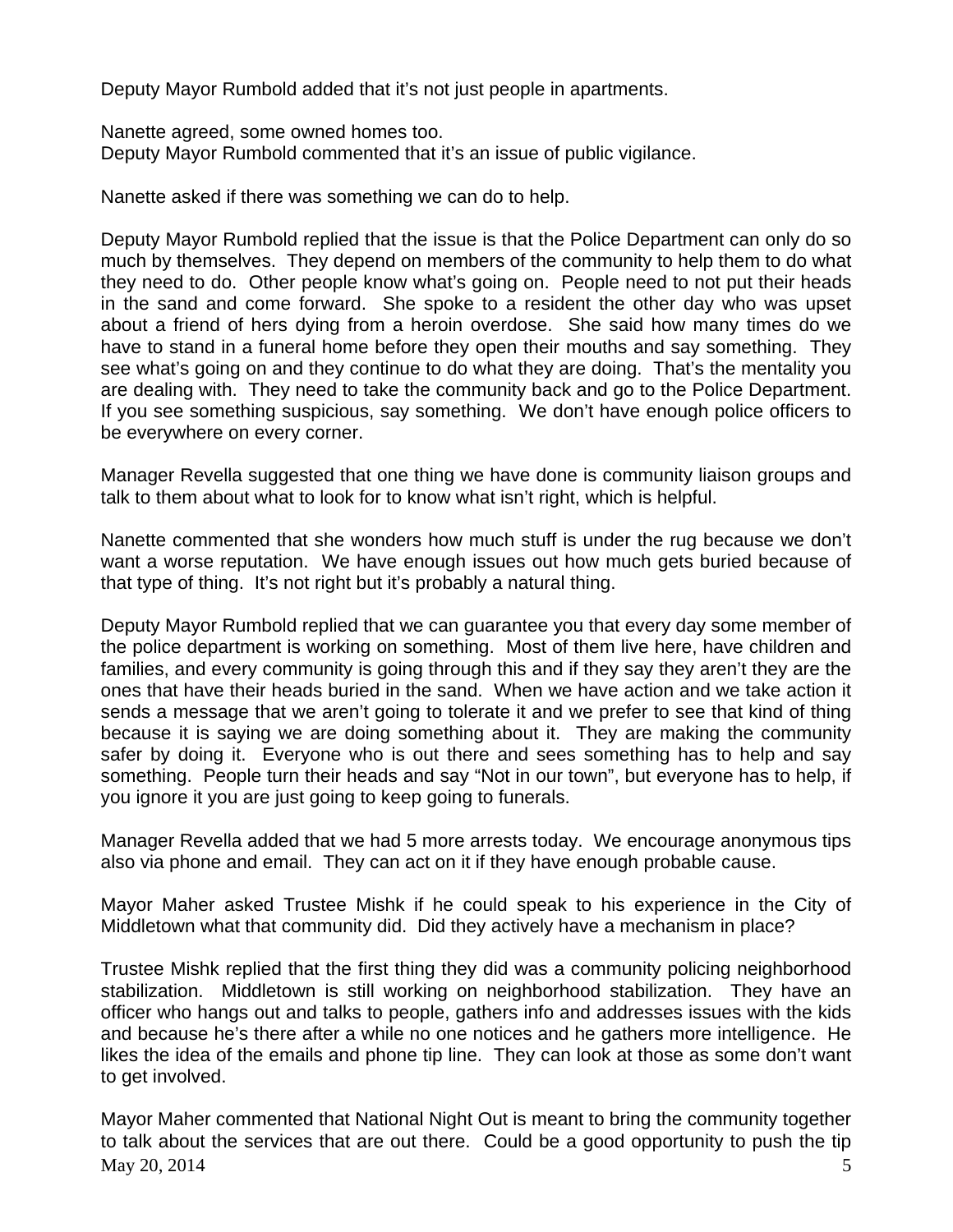Deputy Mayor Rumbold added that it's not just people in apartments.

Nanette agreed, some owned homes too.
Deputy Mayor Rumbold commented that it's an issue of public vigilance.

Nanette asked if there was something we can do to help.

Deputy Mayor Rumbold replied that the issue is that the Police Department can only do so much by themselves. They depend on members of the community to help them to do what they need to do. Other people know what's going on. People need to not put their heads in the sand and come forward. She spoke to a resident the other day who was upset about a friend of hers dying from a heroin overdose. She said how many times do we have to stand in a funeral home before they open their mouths and say something. They see what's going on and they continue to do what they are doing. That's the mentality you are dealing with. They need to take the community back and go to the Police Department. If you see something suspicious, say something. We don't have enough police officers to be everywhere on every corner.

Manager Revella suggested that one thing we have done is community liaison groups and talk to them about what to look for to know what isn't right, which is helpful.

Nanette commented that she wonders how much stuff is under the rug because we don't want a worse reputation. We have enough issues out how much gets buried because of that type of thing. It's not right but it's probably a natural thing.

Deputy Mayor Rumbold replied that we can guarantee you that every day some member of the police department is working on something. Most of them live here, have children and families, and every community is going through this and if they say they aren't they are the ones that have their heads buried in the sand. When we have action and we take action it sends a message that we aren't going to tolerate it and we prefer to see that kind of thing because it is saying we are doing something about it. They are making the community safer by doing it. Everyone who is out there and sees something has to help and say something. People turn their heads and say "Not in our town", but everyone has to help, if you ignore it you are just going to keep going to funerals.

Manager Revella added that we had 5 more arrests today. We encourage anonymous tips also via phone and email. They can act on it if they have enough probable cause.

Mayor Maher asked Trustee Mishk if he could speak to his experience in the City of Middletown what that community did. Did they actively have a mechanism in place?

Trustee Mishk replied that the first thing they did was a community policing neighborhood stabilization. Middletown is still working on neighborhood stabilization. They have an officer who hangs out and talks to people, gathers info and addresses issues with the kids and because he's there after a while no one notices and he gathers more intelligence. He likes the idea of the emails and phone tip line. They can look at those as some don't want to get involved.

Mayor Maher commented that National Night Out is meant to bring the community together to talk about the services that are out there. Could be a good opportunity to push the tip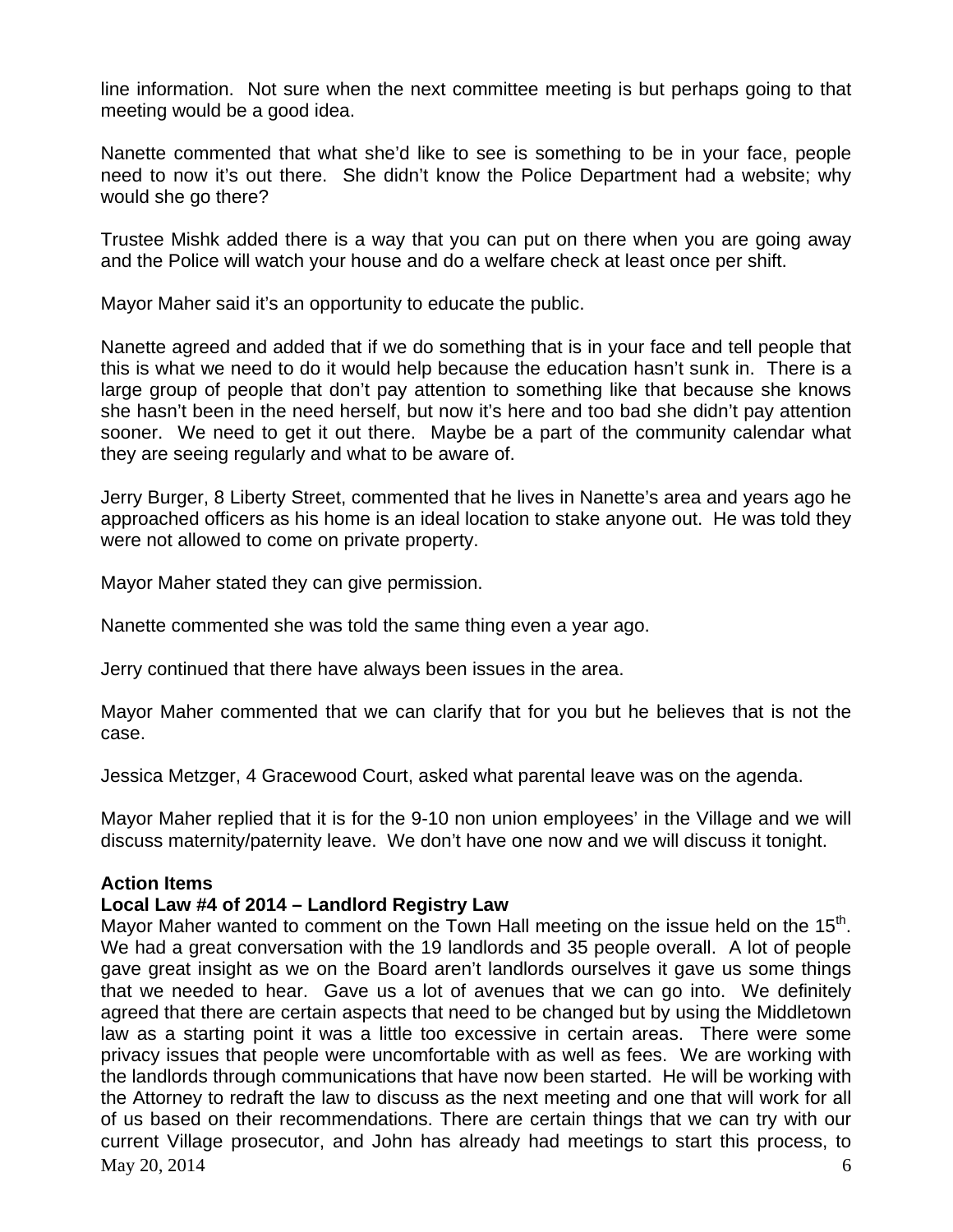line information. Not sure when the next committee meeting is but perhaps going to that meeting would be a good idea.

Nanette commented that what she'd like to see is something to be in your face, people need to now it's out there. She didn't know the Police Department had a website; why would she go there?

Trustee Mishk added there is a way that you can put on there when you are going away and the Police will watch your house and do a welfare check at least once per shift.

Mayor Maher said it's an opportunity to educate the public.

Nanette agreed and added that if we do something that is in your face and tell people that this is what we need to do it would help because the education hasn't sunk in. There is a large group of people that don't pay attention to something like that because she knows she hasn't been in the need herself, but now it's here and too bad she didn't pay attention sooner. We need to get it out there. Maybe be a part of the community calendar what they are seeing regularly and what to be aware of.

Jerry Burger, 8 Liberty Street, commented that he lives in Nanette's area and years ago he approached officers as his home is an ideal location to stake anyone out. He was told they were not allowed to come on private property.

Mayor Maher stated they can give permission.

Nanette commented she was told the same thing even a year ago.

Jerry continued that there have always been issues in the area.

Mayor Maher commented that we can clarify that for you but he believes that is not the case.

Jessica Metzger, 4 Gracewood Court, asked what parental leave was on the agenda.

Mayor Maher replied that it is for the 9-10 non union employees' in the Village and we will discuss maternity/paternity leave. We don't have one now and we will discuss it tonight.

**Action Items**

**Local Law #4 of 2014 – Landlord Registry Law**

Mayor Maher wanted to comment on the Town Hall meeting on the issue held on the 15th. We had a great conversation with the 19 landlords and 35 people overall. A lot of people gave great insight as we on the Board aren't landlords ourselves it gave us some things that we needed to hear. Gave us a lot of avenues that we can go into. We definitely agreed that there are certain aspects that need to be changed but by using the Middletown law as a starting point it was a little too excessive in certain areas. There were some privacy issues that people were uncomfortable with as well as fees. We are working with the landlords through communications that have now been started. He will be working with the Attorney to redraft the law to discuss as the next meeting and one that will work for all of us based on their recommendations. There are certain things that we can try with our current Village prosecutor, and John has already had meetings to start this process, to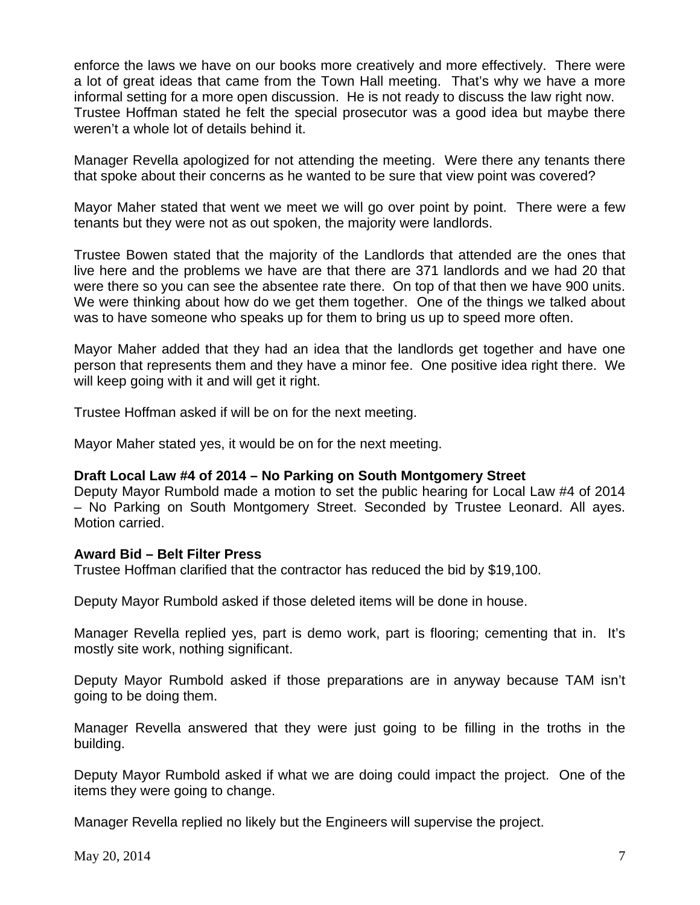enforce the laws we have on our books more creatively and more effectively. There were a lot of great ideas that came from the Town Hall meeting. That's why we have a more informal setting for a more open discussion. He is not ready to discuss the law right now. Trustee Hoffman stated he felt the special prosecutor was a good idea but maybe there weren't a whole lot of details behind it.

Manager Revella apologized for not attending the meeting. Were there any tenants there that spoke about their concerns as he wanted to be sure that view point was covered?

Mayor Maher stated that went we meet we will go over point by point. There were a few tenants but they were not as out spoken, the majority were landlords.

Trustee Bowen stated that the majority of the Landlords that attended are the ones that live here and the problems we have are that there are 371 landlords and we had 20 that were there so you can see the absentee rate there. On top of that then we have 900 units. We were thinking about how do we get them together. One of the things we talked about was to have someone who speaks up for them to bring us up to speed more often.

Mayor Maher added that they had an idea that the landlords get together and have one person that represents them and they have a minor fee. One positive idea right there. We will keep going with it and will get it right.

Trustee Hoffman asked if will be on for the next meeting.

Mayor Maher stated yes, it would be on for the next meeting.

**Draft Local Law #4 of 2014 – No Parking on South Montgomery Street**
Deputy Mayor Rumbold made a motion to set the public hearing for Local Law #4 of 2014 – No Parking on South Montgomery Street. Seconded by Trustee Leonard. All ayes. Motion carried.

**Award Bid – Belt Filter Press**
Trustee Hoffman clarified that the contractor has reduced the bid by $19,100.

Deputy Mayor Rumbold asked if those deleted items will be done in house.

Manager Revella replied yes, part is demo work, part is flooring; cementing that in. It's mostly site work, nothing significant.

Deputy Mayor Rumbold asked if those preparations are in anyway because TAM isn't going to be doing them.

Manager Revella answered that they were just going to be filling in the troths in the building.

Deputy Mayor Rumbold asked if what we are doing could impact the project. One of the items they were going to change.

Manager Revella replied no likely but the Engineers will supervise the project.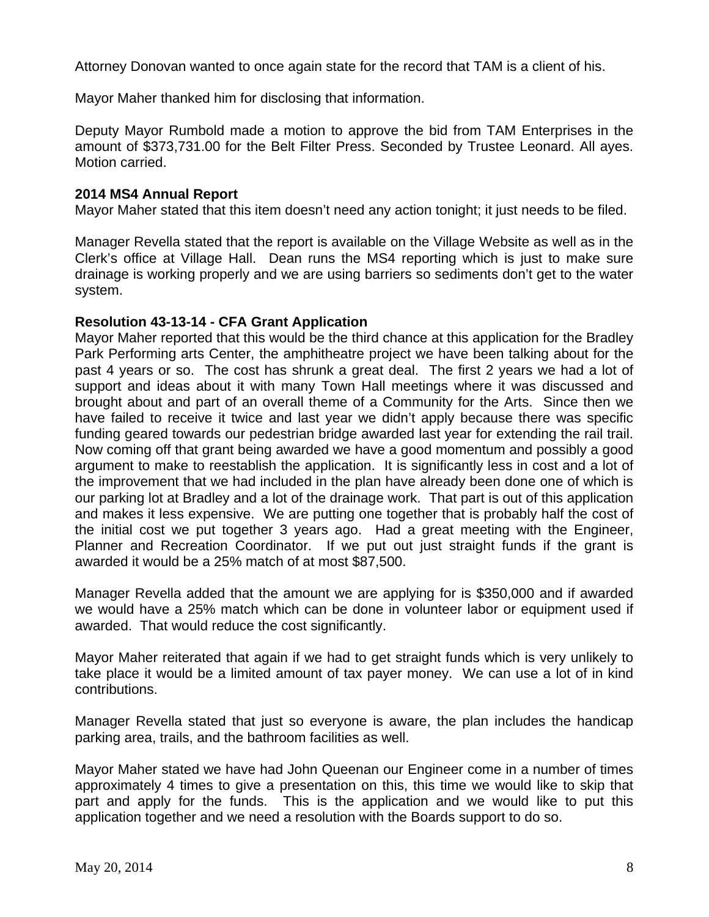Attorney Donovan wanted to once again state for the record that TAM is a client of his.

Mayor Maher thanked him for disclosing that information.

Deputy Mayor Rumbold made a motion to approve the bid from TAM Enterprises in the amount of $373,731.00 for the Belt Filter Press. Seconded by Trustee Leonard. All ayes. Motion carried.

**2014 MS4 Annual Report**
Mayor Maher stated that this item doesn't need any action tonight; it just needs to be filed.

Manager Revella stated that the report is available on the Village Website as well as in the Clerk's office at Village Hall. Dean runs the MS4 reporting which is just to make sure drainage is working properly and we are using barriers so sediments don't get to the water system.

**Resolution 43-13-14 - CFA Grant Application**
Mayor Maher reported that this would be the third chance at this application for the Bradley Park Performing arts Center, the amphitheatre project we have been talking about for the past 4 years or so. The cost has shrunk a great deal. The first 2 years we had a lot of support and ideas about it with many Town Hall meetings where it was discussed and brought about and part of an overall theme of a Community for the Arts. Since then we have failed to receive it twice and last year we didn't apply because there was specific funding geared towards our pedestrian bridge awarded last year for extending the rail trail. Now coming off that grant being awarded we have a good momentum and possibly a good argument to make to reestablish the application. It is significantly less in cost and a lot of the improvement that we had included in the plan have already been done one of which is our parking lot at Bradley and a lot of the drainage work. That part is out of this application and makes it less expensive. We are putting one together that is probably half the cost of the initial cost we put together 3 years ago. Had a great meeting with the Engineer, Planner and Recreation Coordinator. If we put out just straight funds if the grant is awarded it would be a 25% match of at most $87,500.

Manager Revella added that the amount we are applying for is $350,000 and if awarded we would have a 25% match which can be done in volunteer labor or equipment used if awarded. That would reduce the cost significantly.

Mayor Maher reiterated that again if we had to get straight funds which is very unlikely to take place it would be a limited amount of tax payer money. We can use a lot of in kind contributions.

Manager Revella stated that just so everyone is aware, the plan includes the handicap parking area, trails, and the bathroom facilities as well.

Mayor Maher stated we have had John Queenan our Engineer come in a number of times approximately 4 times to give a presentation on this, this time we would like to skip that part and apply for the funds. This is the application and we would like to put this application together and we need a resolution with the Boards support to do so.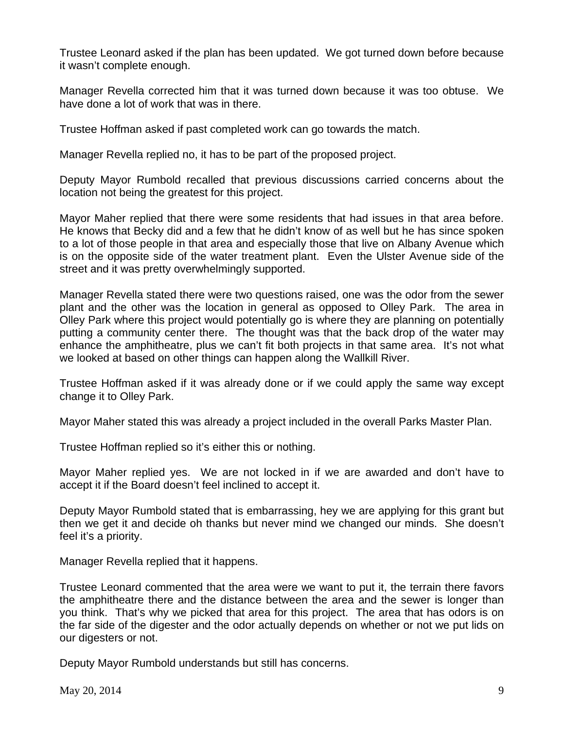Trustee Leonard asked if the plan has been updated. We got turned down before because it wasn't complete enough.

Manager Revella corrected him that it was turned down because it was too obtuse. We have done a lot of work that was in there.

Trustee Hoffman asked if past completed work can go towards the match.

Manager Revella replied no, it has to be part of the proposed project.

Deputy Mayor Rumbold recalled that previous discussions carried concerns about the location not being the greatest for this project.

Mayor Maher replied that there were some residents that had issues in that area before. He knows that Becky did and a few that he didn't know of as well but he has since spoken to a lot of those people in that area and especially those that live on Albany Avenue which is on the opposite side of the water treatment plant. Even the Ulster Avenue side of the street and it was pretty overwhelmingly supported.

Manager Revella stated there were two questions raised, one was the odor from the sewer plant and the other was the location in general as opposed to Olley Park. The area in Olley Park where this project would potentially go is where they are planning on potentially putting a community center there. The thought was that the back drop of the water may enhance the amphitheatre, plus we can't fit both projects in that same area. It's not what we looked at based on other things can happen along the Wallkill River.

Trustee Hoffman asked if it was already done or if we could apply the same way except change it to Olley Park.

Mayor Maher stated this was already a project included in the overall Parks Master Plan.

Trustee Hoffman replied so it's either this or nothing.

Mayor Maher replied yes. We are not locked in if we are awarded and don't have to accept it if the Board doesn't feel inclined to accept it.

Deputy Mayor Rumbold stated that is embarrassing, hey we are applying for this grant but then we get it and decide oh thanks but never mind we changed our minds. She doesn't feel it's a priority.

Manager Revella replied that it happens.

Trustee Leonard commented that the area were we want to put it, the terrain there favors the amphitheatre there and the distance between the area and the sewer is longer than you think. That's why we picked that area for this project. The area that has odors is on the far side of the digester and the odor actually depends on whether or not we put lids on our digesters or not.

Deputy Mayor Rumbold understands but still has concerns.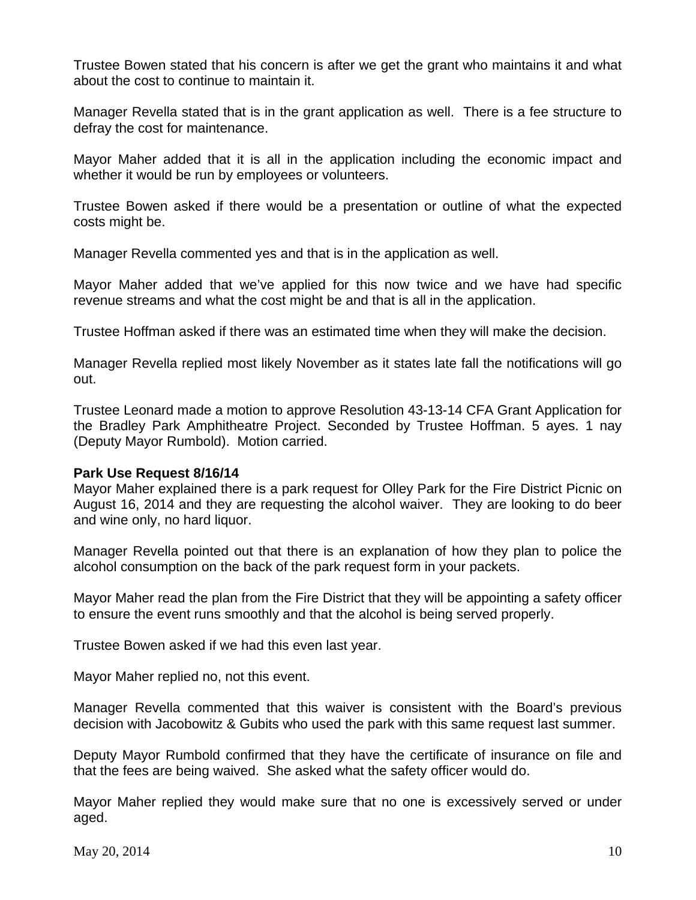Trustee Bowen stated that his concern is after we get the grant who maintains it and what about the cost to continue to maintain it.

Manager Revella stated that is in the grant application as well. There is a fee structure to defray the cost for maintenance.

Mayor Maher added that it is all in the application including the economic impact and whether it would be run by employees or volunteers.

Trustee Bowen asked if there would be a presentation or outline of what the expected costs might be.

Manager Revella commented yes and that is in the application as well.

Mayor Maher added that we've applied for this now twice and we have had specific revenue streams and what the cost might be and that is all in the application.

Trustee Hoffman asked if there was an estimated time when they will make the decision.

Manager Revella replied most likely November as it states late fall the notifications will go out.

Trustee Leonard made a motion to approve Resolution 43-13-14 CFA Grant Application for the Bradley Park Amphitheatre Project. Seconded by Trustee Hoffman. 5 ayes. 1 nay (Deputy Mayor Rumbold). Motion carried.

**Park Use Request 8/16/14**

Mayor Maher explained there is a park request for Olley Park for the Fire District Picnic on August 16, 2014 and they are requesting the alcohol waiver. They are looking to do beer and wine only, no hard liquor.

Manager Revella pointed out that there is an explanation of how they plan to police the alcohol consumption on the back of the park request form in your packets.

Mayor Maher read the plan from the Fire District that they will be appointing a safety officer to ensure the event runs smoothly and that the alcohol is being served properly.

Trustee Bowen asked if we had this even last year.

Mayor Maher replied no, not this event.

Manager Revella commented that this waiver is consistent with the Board's previous decision with Jacobowitz & Gubits who used the park with this same request last summer.

Deputy Mayor Rumbold confirmed that they have the certificate of insurance on file and that the fees are being waived. She asked what the safety officer would do.

Mayor Maher replied they would make sure that no one is excessively served or under aged.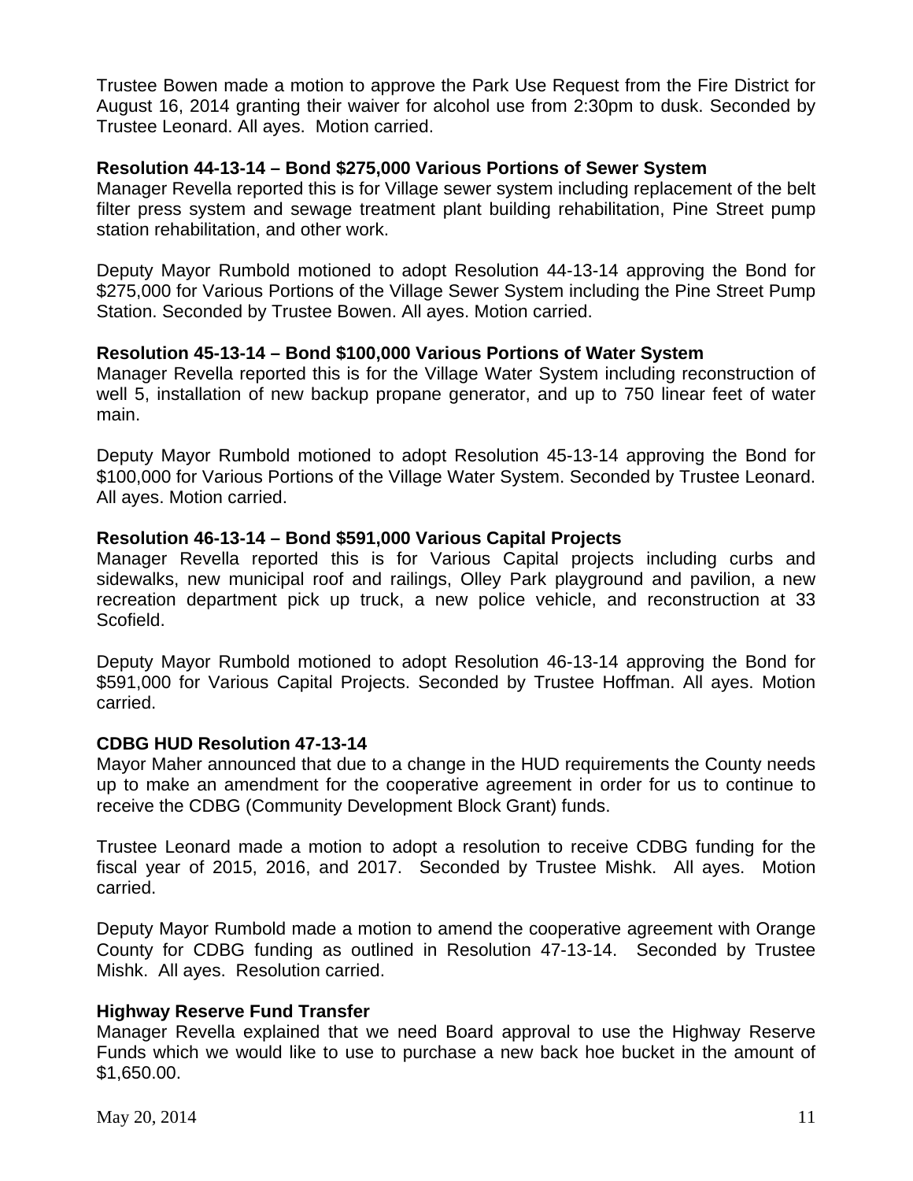Trustee Bowen made a motion to approve the Park Use Request from the Fire District for August 16, 2014 granting their waiver for alcohol use from 2:30pm to dusk. Seconded by Trustee Leonard. All ayes. Motion carried.

**Resolution 44-13-14 – Bond $275,000 Various Portions of Sewer System**

Manager Revella reported this is for Village sewer system including replacement of the belt filter press system and sewage treatment plant building rehabilitation, Pine Street pump station rehabilitation, and other work.

Deputy Mayor Rumbold motioned to adopt Resolution 44-13-14 approving the Bond for $275,000 for Various Portions of the Village Sewer System including the Pine Street Pump Station. Seconded by Trustee Bowen. All ayes. Motion carried.

**Resolution 45-13-14 – Bond $100,000 Various Portions of Water System**

Manager Revella reported this is for the Village Water System including reconstruction of well 5, installation of new backup propane generator, and up to 750 linear feet of water main.

Deputy Mayor Rumbold motioned to adopt Resolution 45-13-14 approving the Bond for $100,000 for Various Portions of the Village Water System. Seconded by Trustee Leonard. All ayes. Motion carried.

**Resolution 46-13-14 – Bond $591,000 Various Capital Projects**

Manager Revella reported this is for Various Capital projects including curbs and sidewalks, new municipal roof and railings, Olley Park playground and pavilion, a new recreation department pick up truck, a new police vehicle, and reconstruction at 33 Scofield.

Deputy Mayor Rumbold motioned to adopt Resolution 46-13-14 approving the Bond for $591,000 for Various Capital Projects. Seconded by Trustee Hoffman. All ayes. Motion carried.

**CDBG HUD Resolution 47-13-14**

Mayor Maher announced that due to a change in the HUD requirements the County needs up to make an amendment for the cooperative agreement in order for us to continue to receive the CDBG (Community Development Block Grant) funds.

Trustee Leonard made a motion to adopt a resolution to receive CDBG funding for the fiscal year of 2015, 2016, and 2017. Seconded by Trustee Mishk. All ayes. Motion carried.

Deputy Mayor Rumbold made a motion to amend the cooperative agreement with Orange County for CDBG funding as outlined in Resolution 47-13-14. Seconded by Trustee Mishk. All ayes. Resolution carried.

**Highway Reserve Fund Transfer**

Manager Revella explained that we need Board approval to use the Highway Reserve Funds which we would like to use to purchase a new back hoe bucket in the amount of $1,650.00.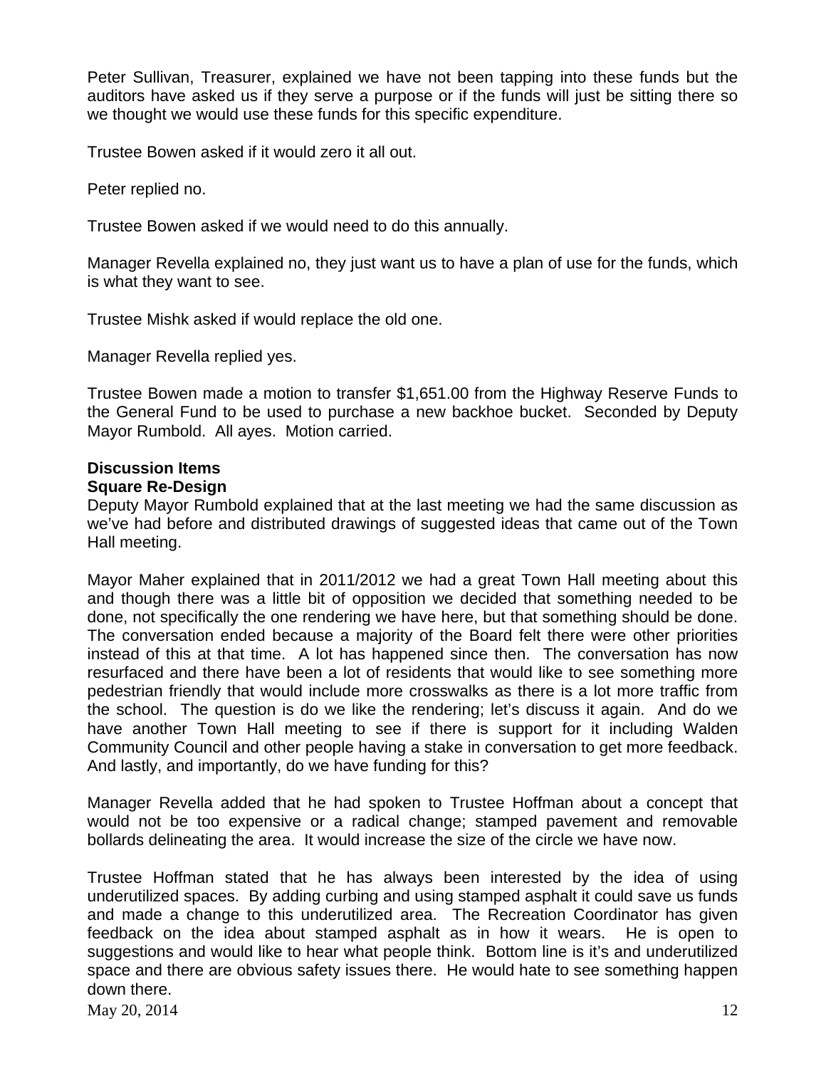Peter Sullivan, Treasurer, explained we have not been tapping into these funds but the auditors have asked us if they serve a purpose or if the funds will just be sitting there so we thought we would use these funds for this specific expenditure.

Trustee Bowen asked if it would zero it all out.

Peter replied no.

Trustee Bowen asked if we would need to do this annually.

Manager Revella explained no, they just want us to have a plan of use for the funds, which is what they want to see.

Trustee Mishk asked if would replace the old one.

Manager Revella replied yes.

Trustee Bowen made a motion to transfer $1,651.00 from the Highway Reserve Funds to the General Fund to be used to purchase a new backhoe bucket. Seconded by Deputy Mayor Rumbold. All ayes. Motion carried.

**Discussion Items**

**Square Re-Design**

Deputy Mayor Rumbold explained that at the last meeting we had the same discussion as we've had before and distributed drawings of suggested ideas that came out of the Town Hall meeting.

Mayor Maher explained that in 2011/2012 we had a great Town Hall meeting about this and though there was a little bit of opposition we decided that something needed to be done, not specifically the one rendering we have here, but that something should be done. The conversation ended because a majority of the Board felt there were other priorities instead of this at that time. A lot has happened since then. The conversation has now resurfaced and there have been a lot of residents that would like to see something more pedestrian friendly that would include more crosswalks as there is a lot more traffic from the school. The question is do we like the rendering; let's discuss it again. And do we have another Town Hall meeting to see if there is support for it including Walden Community Council and other people having a stake in conversation to get more feedback. And lastly, and importantly, do we have funding for this?

Manager Revella added that he had spoken to Trustee Hoffman about a concept that would not be too expensive or a radical change; stamped pavement and removable bollards delineating the area. It would increase the size of the circle we have now.

Trustee Hoffman stated that he has always been interested by the idea of using underutilized spaces. By adding curbing and using stamped asphalt it could save us funds and made a change to this underutilized area. The Recreation Coordinator has given feedback on the idea about stamped asphalt as in how it wears. He is open to suggestions and would like to hear what people think. Bottom line is it's and underutilized space and there are obvious safety issues there. He would hate to see something happen down there.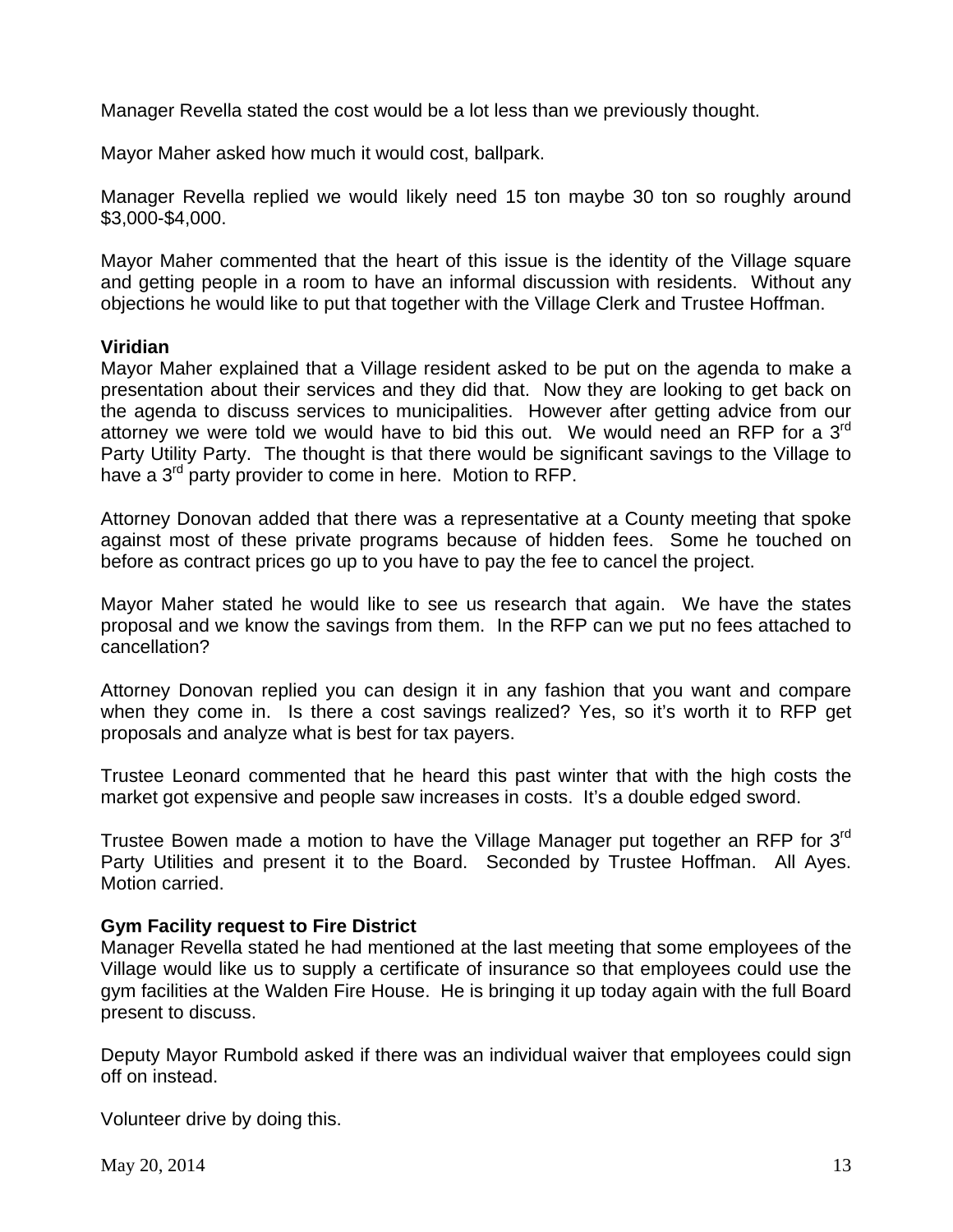Manager Revella stated the cost would be a lot less than we previously thought.

Mayor Maher asked how much it would cost, ballpark.

Manager Revella replied we would likely need 15 ton maybe 30 ton so roughly around $3,000-$4,000.

Mayor Maher commented that the heart of this issue is the identity of the Village square and getting people in a room to have an informal discussion with residents. Without any objections he would like to put that together with the Village Clerk and Trustee Hoffman.

**Viridian**

Mayor Maher explained that a Village resident asked to be put on the agenda to make a presentation about their services and they did that. Now they are looking to get back on the agenda to discuss services to municipalities. However after getting advice from our attorney we were told we would have to bid this out. We would need an RFP for a 3rd Party Utility Party. The thought is that there would be significant savings to the Village to have a 3rd party provider to come in here. Motion to RFP.

Attorney Donovan added that there was a representative at a County meeting that spoke against most of these private programs because of hidden fees. Some he touched on before as contract prices go up to you have to pay the fee to cancel the project.

Mayor Maher stated he would like to see us research that again. We have the states proposal and we know the savings from them. In the RFP can we put no fees attached to cancellation?

Attorney Donovan replied you can design it in any fashion that you want and compare when they come in. Is there a cost savings realized? Yes, so it's worth it to RFP get proposals and analyze what is best for tax payers.

Trustee Leonard commented that he heard this past winter that with the high costs the market got expensive and people saw increases in costs. It's a double edged sword.

Trustee Bowen made a motion to have the Village Manager put together an RFP for 3rd Party Utilities and present it to the Board. Seconded by Trustee Hoffman. All Ayes. Motion carried.

**Gym Facility request to Fire District**

Manager Revella stated he had mentioned at the last meeting that some employees of the Village would like us to supply a certificate of insurance so that employees could use the gym facilities at the Walden Fire House. He is bringing it up today again with the full Board present to discuss.

Deputy Mayor Rumbold asked if there was an individual waiver that employees could sign off on instead.

Volunteer drive by doing this.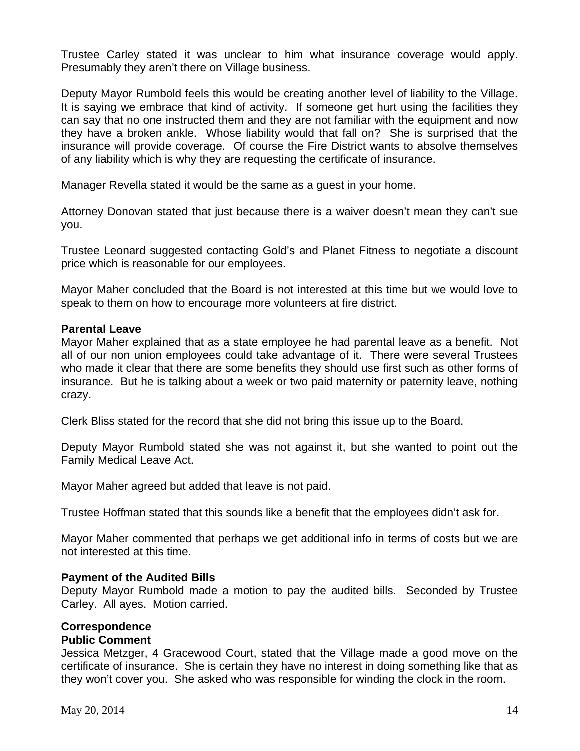Trustee Carley stated it was unclear to him what insurance coverage would apply. Presumably they aren't there on Village business.

Deputy Mayor Rumbold feels this would be creating another level of liability to the Village. It is saying we embrace that kind of activity. If someone get hurt using the facilities they can say that no one instructed them and they are not familiar with the equipment and now they have a broken ankle. Whose liability would that fall on? She is surprised that the insurance will provide coverage. Of course the Fire District wants to absolve themselves of any liability which is why they are requesting the certificate of insurance.

Manager Revella stated it would be the same as a guest in your home.

Attorney Donovan stated that just because there is a waiver doesn't mean they can't sue you.

Trustee Leonard suggested contacting Gold's and Planet Fitness to negotiate a discount price which is reasonable for our employees.

Mayor Maher concluded that the Board is not interested at this time but we would love to speak to them on how to encourage more volunteers at fire district.

**Parental Leave**

Mayor Maher explained that as a state employee he had parental leave as a benefit. Not all of our non union employees could take advantage of it. There were several Trustees who made it clear that there are some benefits they should use first such as other forms of insurance. But he is talking about a week or two paid maternity or paternity leave, nothing crazy.

Clerk Bliss stated for the record that she did not bring this issue up to the Board.

Deputy Mayor Rumbold stated she was not against it, but she wanted to point out the Family Medical Leave Act.

Mayor Maher agreed but added that leave is not paid.

Trustee Hoffman stated that this sounds like a benefit that the employees didn't ask for.

Mayor Maher commented that perhaps we get additional info in terms of costs but we are not interested at this time.

**Payment of the Audited Bills**

Deputy Mayor Rumbold made a motion to pay the audited bills. Seconded by Trustee Carley. All ayes. Motion carried.

**Correspondence**

**Public Comment**

Jessica Metzger, 4 Gracewood Court, stated that the Village made a good move on the certificate of insurance. She is certain they have no interest in doing something like that as they won't cover you. She asked who was responsible for winding the clock in the room.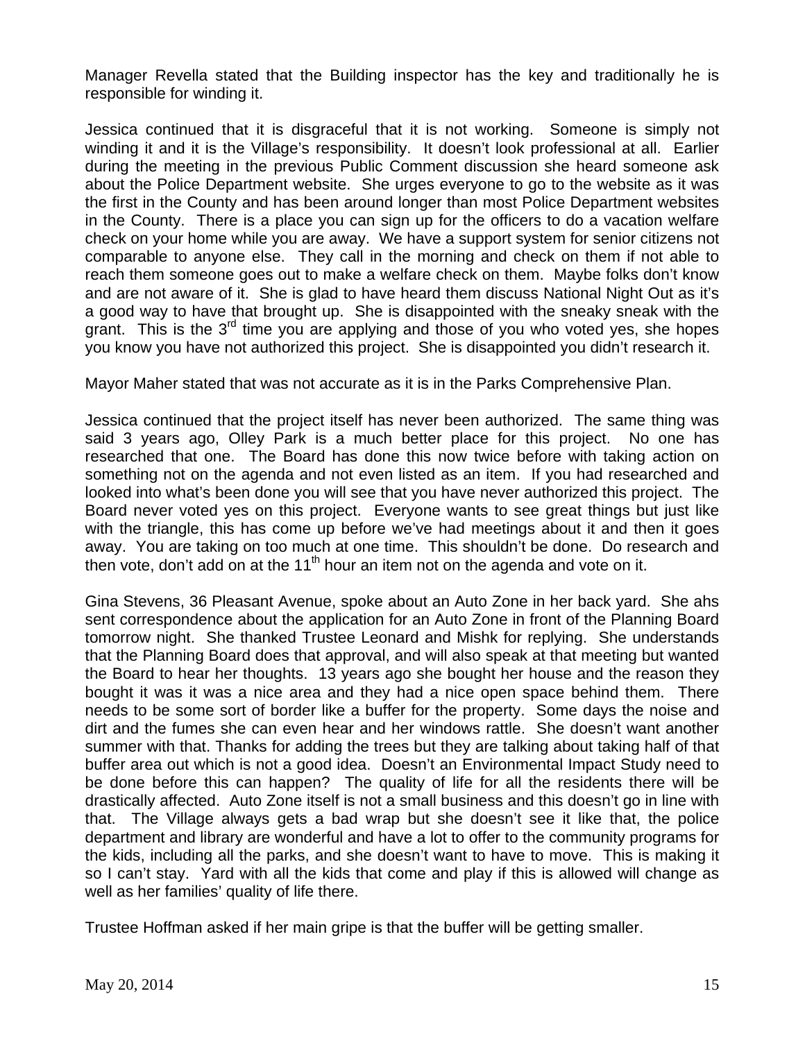Manager Revella stated that the Building inspector has the key and traditionally he is responsible for winding it.

Jessica continued that it is disgraceful that it is not working. Someone is simply not winding it and it is the Village's responsibility. It doesn't look professional at all. Earlier during the meeting in the previous Public Comment discussion she heard someone ask about the Police Department website. She urges everyone to go to the website as it was the first in the County and has been around longer than most Police Department websites in the County. There is a place you can sign up for the officers to do a vacation welfare check on your home while you are away. We have a support system for senior citizens not comparable to anyone else. They call in the morning and check on them if not able to reach them someone goes out to make a welfare check on them. Maybe folks don't know and are not aware of it. She is glad to have heard them discuss National Night Out as it's a good way to have that brought up. She is disappointed with the sneaky sneak with the grant. This is the 3rd time you are applying and those of you who voted yes, she hopes you know you have not authorized this project. She is disappointed you didn't research it.

Mayor Maher stated that was not accurate as it is in the Parks Comprehensive Plan.

Jessica continued that the project itself has never been authorized. The same thing was said 3 years ago, Olley Park is a much better place for this project. No one has researched that one. The Board has done this now twice before with taking action on something not on the agenda and not even listed as an item. If you had researched and looked into what's been done you will see that you have never authorized this project. The Board never voted yes on this project. Everyone wants to see great things but just like with the triangle, this has come up before we've had meetings about it and then it goes away. You are taking on too much at one time. This shouldn't be done. Do research and then vote, don't add on at the 11th hour an item not on the agenda and vote on it.

Gina Stevens, 36 Pleasant Avenue, spoke about an Auto Zone in her back yard. She ahs sent correspondence about the application for an Auto Zone in front of the Planning Board tomorrow night. She thanked Trustee Leonard and Mishk for replying. She understands that the Planning Board does that approval, and will also speak at that meeting but wanted the Board to hear her thoughts. 13 years ago she bought her house and the reason they bought it was it was a nice area and they had a nice open space behind them. There needs to be some sort of border like a buffer for the property. Some days the noise and dirt and the fumes she can even hear and her windows rattle. She doesn't want another summer with that. Thanks for adding the trees but they are talking about taking half of that buffer area out which is not a good idea. Doesn't an Environmental Impact Study need to be done before this can happen? The quality of life for all the residents there will be drastically affected. Auto Zone itself is not a small business and this doesn't go in line with that. The Village always gets a bad wrap but she doesn't see it like that, the police department and library are wonderful and have a lot to offer to the community programs for the kids, including all the parks, and she doesn't want to have to move. This is making it so I can't stay. Yard with all the kids that come and play if this is allowed will change as well as her families' quality of life there.

Trustee Hoffman asked if her main gripe is that the buffer will be getting smaller.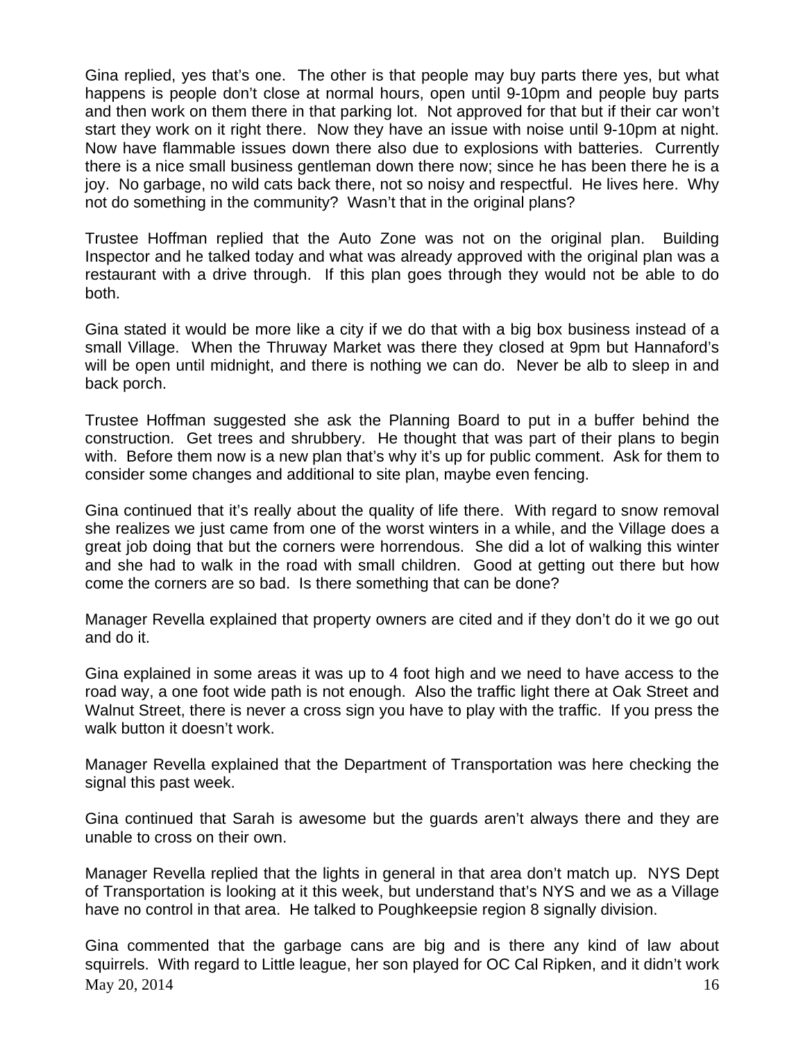Gina replied, yes that's one. The other is that people may buy parts there yes, but what happens is people don't close at normal hours, open until 9-10pm and people buy parts and then work on them there in that parking lot. Not approved for that but if their car won't start they work on it right there. Now they have an issue with noise until 9-10pm at night. Now have flammable issues down there also due to explosions with batteries. Currently there is a nice small business gentleman down there now; since he has been there he is a joy. No garbage, no wild cats back there, not so noisy and respectful. He lives here. Why not do something in the community? Wasn't that in the original plans?

Trustee Hoffman replied that the Auto Zone was not on the original plan. Building Inspector and he talked today and what was already approved with the original plan was a restaurant with a drive through. If this plan goes through they would not be able to do both.

Gina stated it would be more like a city if we do that with a big box business instead of a small Village. When the Thruway Market was there they closed at 9pm but Hannaford's will be open until midnight, and there is nothing we can do. Never be alb to sleep in and back porch.

Trustee Hoffman suggested she ask the Planning Board to put in a buffer behind the construction. Get trees and shrubbery. He thought that was part of their plans to begin with. Before them now is a new plan that's why it's up for public comment. Ask for them to consider some changes and additional to site plan, maybe even fencing.

Gina continued that it's really about the quality of life there. With regard to snow removal she realizes we just came from one of the worst winters in a while, and the Village does a great job doing that but the corners were horrendous. She did a lot of walking this winter and she had to walk in the road with small children. Good at getting out there but how come the corners are so bad. Is there something that can be done?

Manager Revella explained that property owners are cited and if they don't do it we go out and do it.

Gina explained in some areas it was up to 4 foot high and we need to have access to the road way, a one foot wide path is not enough. Also the traffic light there at Oak Street and Walnut Street, there is never a cross sign you have to play with the traffic. If you press the walk button it doesn't work.

Manager Revella explained that the Department of Transportation was here checking the signal this past week.

Gina continued that Sarah is awesome but the guards aren't always there and they are unable to cross on their own.

Manager Revella replied that the lights in general in that area don't match up. NYS Dept of Transportation is looking at it this week, but understand that's NYS and we as a Village have no control in that area. He talked to Poughkeepsie region 8 signally division.

Gina commented that the garbage cans are big and is there any kind of law about squirrels. With regard to Little league, her son played for OC Cal Ripken, and it didn't work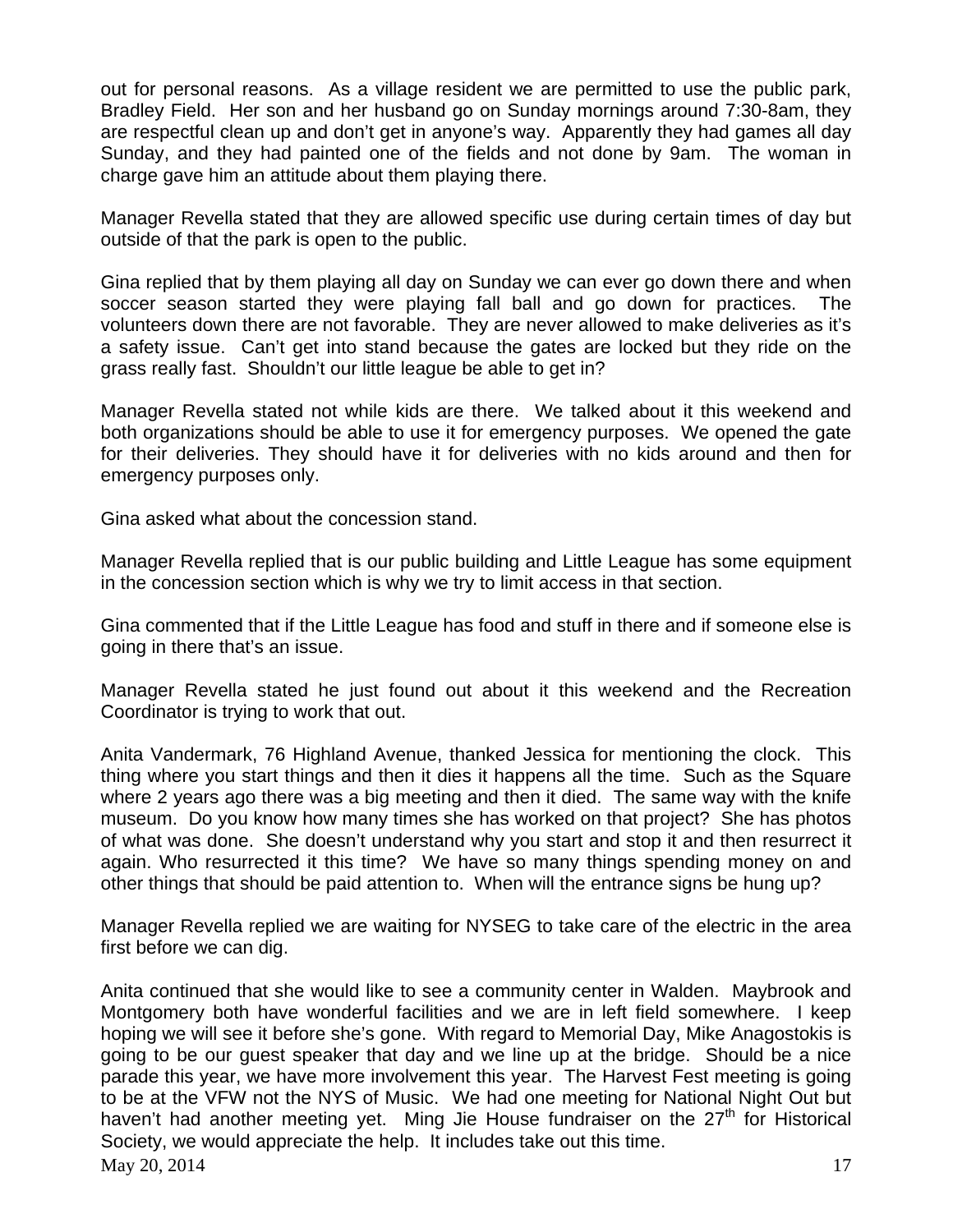out for personal reasons. As a village resident we are permitted to use the public park, Bradley Field. Her son and her husband go on Sunday mornings around 7:30-8am, they are respectful clean up and don't get in anyone's way. Apparently they had games all day Sunday, and they had painted one of the fields and not done by 9am. The woman in charge gave him an attitude about them playing there.

Manager Revella stated that they are allowed specific use during certain times of day but outside of that the park is open to the public.

Gina replied that by them playing all day on Sunday we can ever go down there and when soccer season started they were playing fall ball and go down for practices. The volunteers down there are not favorable. They are never allowed to make deliveries as it's a safety issue. Can't get into stand because the gates are locked but they ride on the grass really fast. Shouldn't our little league be able to get in?

Manager Revella stated not while kids are there. We talked about it this weekend and both organizations should be able to use it for emergency purposes. We opened the gate for their deliveries. They should have it for deliveries with no kids around and then for emergency purposes only.

Gina asked what about the concession stand.

Manager Revella replied that is our public building and Little League has some equipment in the concession section which is why we try to limit access in that section.

Gina commented that if the Little League has food and stuff in there and if someone else is going in there that's an issue.

Manager Revella stated he just found out about it this weekend and the Recreation Coordinator is trying to work that out.

Anita Vandermark, 76 Highland Avenue, thanked Jessica for mentioning the clock. This thing where you start things and then it dies it happens all the time. Such as the Square where 2 years ago there was a big meeting and then it died. The same way with the knife museum. Do you know how many times she has worked on that project? She has photos of what was done. She doesn't understand why you start and stop it and then resurrect it again. Who resurrected it this time? We have so many things spending money on and other things that should be paid attention to. When will the entrance signs be hung up?

Manager Revella replied we are waiting for NYSEG to take care of the electric in the area first before we can dig.

Anita continued that she would like to see a community center in Walden. Maybrook and Montgomery both have wonderful facilities and we are in left field somewhere. I keep hoping we will see it before she's gone. With regard to Memorial Day, Mike Anagostokis is going to be our guest speaker that day and we line up at the bridge. Should be a nice parade this year, we have more involvement this year. The Harvest Fest meeting is going to be at the VFW not the NYS of Music. We had one meeting for National Night Out but haven't had another meeting yet. Ming Jie House fundraiser on the 27th for Historical Society, we would appreciate the help. It includes take out this time.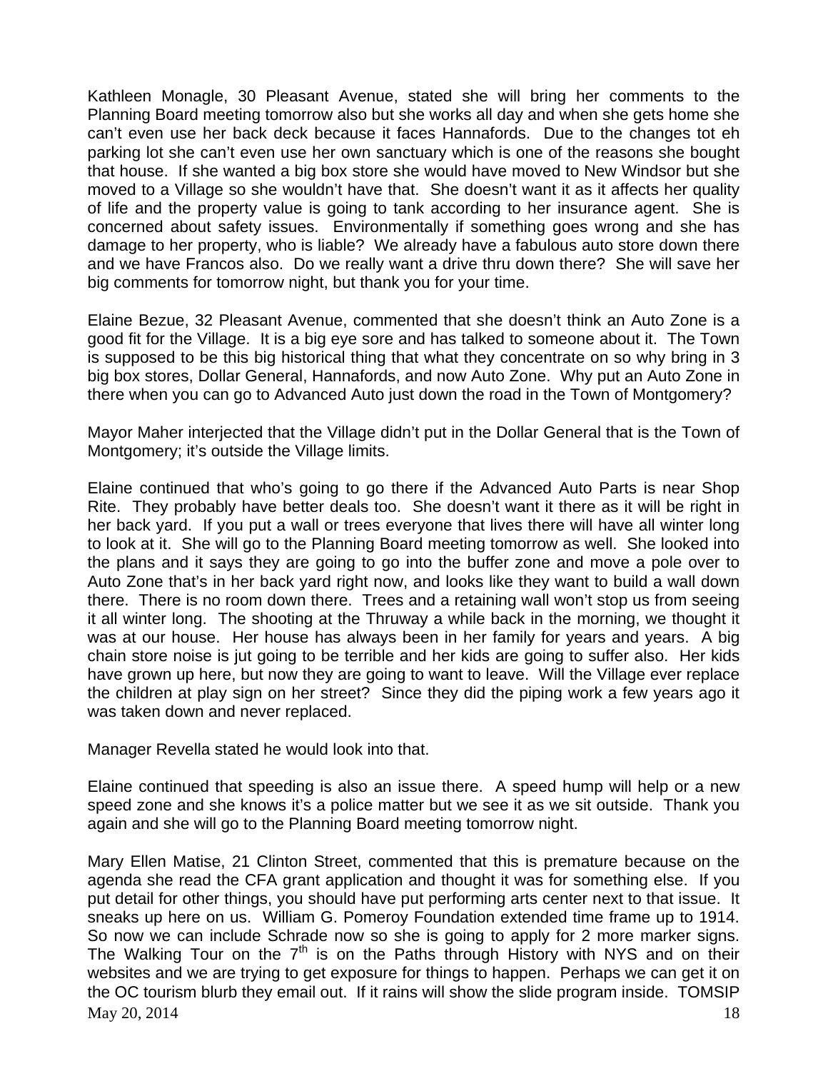Kathleen Monagle, 30 Pleasant Avenue, stated she will bring her comments to the Planning Board meeting tomorrow also but she works all day and when she gets home she can't even use her back deck because it faces Hannafords. Due to the changes tot eh parking lot she can't even use her own sanctuary which is one of the reasons she bought that house. If she wanted a big box store she would have moved to New Windsor but she moved to a Village so she wouldn't have that. She doesn't want it as it affects her quality of life and the property value is going to tank according to her insurance agent. She is concerned about safety issues. Environmentally if something goes wrong and she has damage to her property, who is liable? We already have a fabulous auto store down there and we have Francos also. Do we really want a drive thru down there? She will save her big comments for tomorrow night, but thank you for your time.

Elaine Bezue, 32 Pleasant Avenue, commented that she doesn't think an Auto Zone is a good fit for the Village. It is a big eye sore and has talked to someone about it. The Town is supposed to be this big historical thing that what they concentrate on so why bring in 3 big box stores, Dollar General, Hannafords, and now Auto Zone. Why put an Auto Zone in there when you can go to Advanced Auto just down the road in the Town of Montgomery?

Mayor Maher interjected that the Village didn't put in the Dollar General that is the Town of Montgomery; it's outside the Village limits.

Elaine continued that who's going to go there if the Advanced Auto Parts is near Shop Rite. They probably have better deals too. She doesn't want it there as it will be right in her back yard. If you put a wall or trees everyone that lives there will have all winter long to look at it. She will go to the Planning Board meeting tomorrow as well. She looked into the plans and it says they are going to go into the buffer zone and move a pole over to Auto Zone that's in her back yard right now, and looks like they want to build a wall down there. There is no room down there. Trees and a retaining wall won't stop us from seeing it all winter long. The shooting at the Thruway a while back in the morning, we thought it was at our house. Her house has always been in her family for years and years. A big chain store noise is jut going to be terrible and her kids are going to suffer also. Her kids have grown up here, but now they are going to want to leave. Will the Village ever replace the children at play sign on her street? Since they did the piping work a few years ago it was taken down and never replaced.

Manager Revella stated he would look into that.

Elaine continued that speeding is also an issue there. A speed hump will help or a new speed zone and she knows it's a police matter but we see it as we sit outside. Thank you again and she will go to the Planning Board meeting tomorrow night.

Mary Ellen Matise, 21 Clinton Street, commented that this is premature because on the agenda she read the CFA grant application and thought it was for something else. If you put detail for other things, you should have put performing arts center next to that issue. It sneaks up here on us. William G. Pomeroy Foundation extended time frame up to 1914. So now we can include Schrade now so she is going to apply for 2 more marker signs. The Walking Tour on the 7th is on the Paths through History with NYS and on their websites and we are trying to get exposure for things to happen. Perhaps we can get it on the OC tourism blurb they email out. If it rains will show the slide program inside. TOMSIP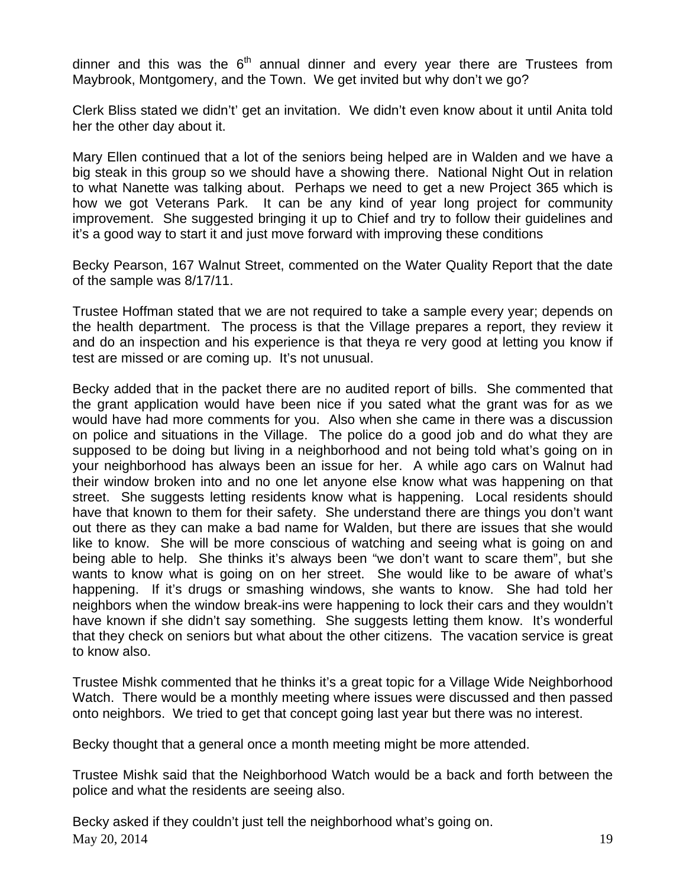dinner and this was the 6th annual dinner and every year there are Trustees from Maybrook, Montgomery, and the Town. We get invited but why don't we go?

Clerk Bliss stated we didn't' get an invitation. We didn't even know about it until Anita told her the other day about it.

Mary Ellen continued that a lot of the seniors being helped are in Walden and we have a big steak in this group so we should have a showing there. National Night Out in relation to what Nanette was talking about. Perhaps we need to get a new Project 365 which is how we got Veterans Park. It can be any kind of year long project for community improvement. She suggested bringing it up to Chief and try to follow their guidelines and it's a good way to start it and just move forward with improving these conditions

Becky Pearson, 167 Walnut Street, commented on the Water Quality Report that the date of the sample was 8/17/11.

Trustee Hoffman stated that we are not required to take a sample every year; depends on the health department. The process is that the Village prepares a report, they review it and do an inspection and his experience is that theya re very good at letting you know if test are missed or are coming up. It's not unusual.

Becky added that in the packet there are no audited report of bills. She commented that the grant application would have been nice if you sated what the grant was for as we would have had more comments for you. Also when she came in there was a discussion on police and situations in the Village. The police do a good job and do what they are supposed to be doing but living in a neighborhood and not being told what's going on in your neighborhood has always been an issue for her. A while ago cars on Walnut had their window broken into and no one let anyone else know what was happening on that street. She suggests letting residents know what is happening. Local residents should have that known to them for their safety. She understand there are things you don't want out there as they can make a bad name for Walden, but there are issues that she would like to know. She will be more conscious of watching and seeing what is going on and being able to help. She thinks it's always been "we don't want to scare them", but she wants to know what is going on on her street. She would like to be aware of what's happening. If it's drugs or smashing windows, she wants to know. She had told her neighbors when the window break-ins were happening to lock their cars and they wouldn't have known if she didn't say something. She suggests letting them know. It's wonderful that they check on seniors but what about the other citizens. The vacation service is great to know also.

Trustee Mishk commented that he thinks it's a great topic for a Village Wide Neighborhood Watch. There would be a monthly meeting where issues were discussed and then passed onto neighbors. We tried to get that concept going last year but there was no interest.

Becky thought that a general once a month meeting might be more attended.

Trustee Mishk said that the Neighborhood Watch would be a back and forth between the police and what the residents are seeing also.

Becky asked if they couldn't just tell the neighborhood what's going on.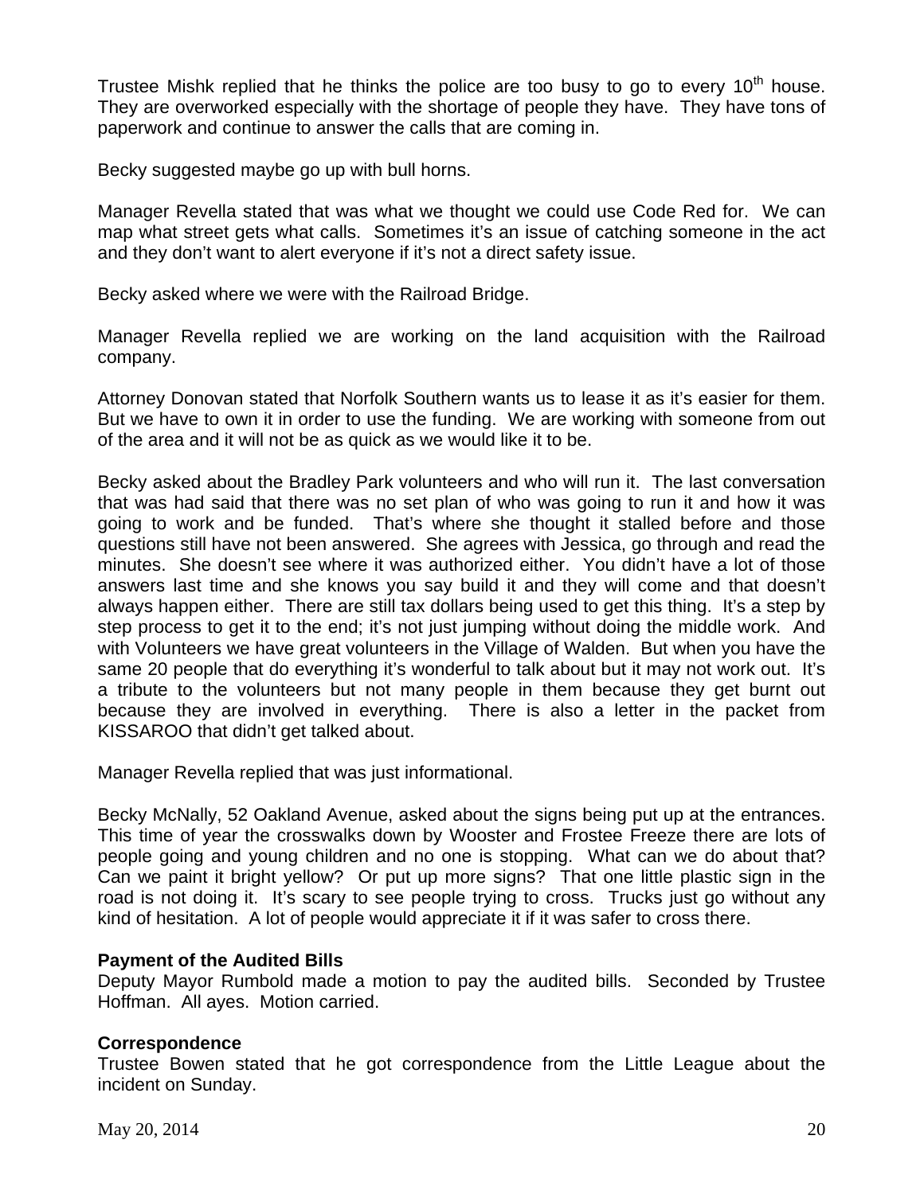Trustee Mishk replied that he thinks the police are too busy to go to every 10th house. They are overworked especially with the shortage of people they have. They have tons of paperwork and continue to answer the calls that are coming in.

Becky suggested maybe go up with bull horns.

Manager Revella stated that was what we thought we could use Code Red for. We can map what street gets what calls. Sometimes it's an issue of catching someone in the act and they don't want to alert everyone if it's not a direct safety issue.

Becky asked where we were with the Railroad Bridge.

Manager Revella replied we are working on the land acquisition with the Railroad company.

Attorney Donovan stated that Norfolk Southern wants us to lease it as it's easier for them. But we have to own it in order to use the funding. We are working with someone from out of the area and it will not be as quick as we would like it to be.

Becky asked about the Bradley Park volunteers and who will run it. The last conversation that was had said that there was no set plan of who was going to run it and how it was going to work and be funded. That's where she thought it stalled before and those questions still have not been answered. She agrees with Jessica, go through and read the minutes. She doesn't see where it was authorized either. You didn't have a lot of those answers last time and she knows you say build it and they will come and that doesn't always happen either. There are still tax dollars being used to get this thing. It's a step by step process to get it to the end; it's not just jumping without doing the middle work. And with Volunteers we have great volunteers in the Village of Walden. But when you have the same 20 people that do everything it's wonderful to talk about but it may not work out. It's a tribute to the volunteers but not many people in them because they get burnt out because they are involved in everything. There is also a letter in the packet from KISSAROO that didn't get talked about.

Manager Revella replied that was just informational.

Becky McNally, 52 Oakland Avenue, asked about the signs being put up at the entrances. This time of year the crosswalks down by Wooster and Frostee Freeze there are lots of people going and young children and no one is stopping. What can we do about that? Can we paint it bright yellow? Or put up more signs? That one little plastic sign in the road is not doing it. It's scary to see people trying to cross. Trucks just go without any kind of hesitation. A lot of people would appreciate it if it was safer to cross there.

**Payment of the Audited Bills**
Deputy Mayor Rumbold made a motion to pay the audited bills. Seconded by Trustee Hoffman. All ayes. Motion carried.

**Correspondence**
Trustee Bowen stated that he got correspondence from the Little League about the incident on Sunday.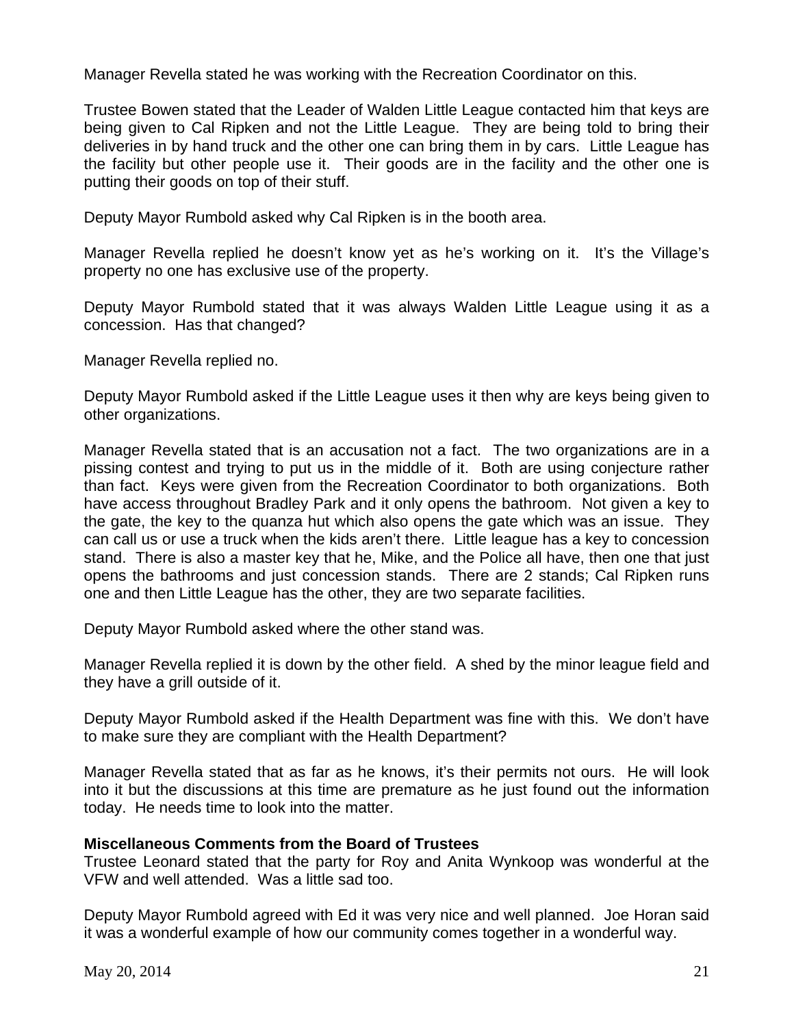Manager Revella stated he was working with the Recreation Coordinator on this.

Trustee Bowen stated that the Leader of Walden Little League contacted him that keys are being given to Cal Ripken and not the Little League. They are being told to bring their deliveries in by hand truck and the other one can bring them in by cars. Little League has the facility but other people use it. Their goods are in the facility and the other one is putting their goods on top of their stuff.

Deputy Mayor Rumbold asked why Cal Ripken is in the booth area.

Manager Revella replied he doesn't know yet as he's working on it. It's the Village's property no one has exclusive use of the property.

Deputy Mayor Rumbold stated that it was always Walden Little League using it as a concession. Has that changed?

Manager Revella replied no.

Deputy Mayor Rumbold asked if the Little League uses it then why are keys being given to other organizations.

Manager Revella stated that is an accusation not a fact. The two organizations are in a pissing contest and trying to put us in the middle of it. Both are using conjecture rather than fact. Keys were given from the Recreation Coordinator to both organizations. Both have access throughout Bradley Park and it only opens the bathroom. Not given a key to the gate, the key to the quanza hut which also opens the gate which was an issue. They can call us or use a truck when the kids aren't there. Little league has a key to concession stand. There is also a master key that he, Mike, and the Police all have, then one that just opens the bathrooms and just concession stands. There are 2 stands; Cal Ripken runs one and then Little League has the other, they are two separate facilities.

Deputy Mayor Rumbold asked where the other stand was.

Manager Revella replied it is down by the other field. A shed by the minor league field and they have a grill outside of it.

Deputy Mayor Rumbold asked if the Health Department was fine with this. We don't have to make sure they are compliant with the Health Department?

Manager Revella stated that as far as he knows, it's their permits not ours. He will look into it but the discussions at this time are premature as he just found out the information today. He needs time to look into the matter.

**Miscellaneous Comments from the Board of Trustees**

Trustee Leonard stated that the party for Roy and Anita Wynkoop was wonderful at the VFW and well attended. Was a little sad too.

Deputy Mayor Rumbold agreed with Ed it was very nice and well planned. Joe Horan said it was a wonderful example of how our community comes together in a wonderful way.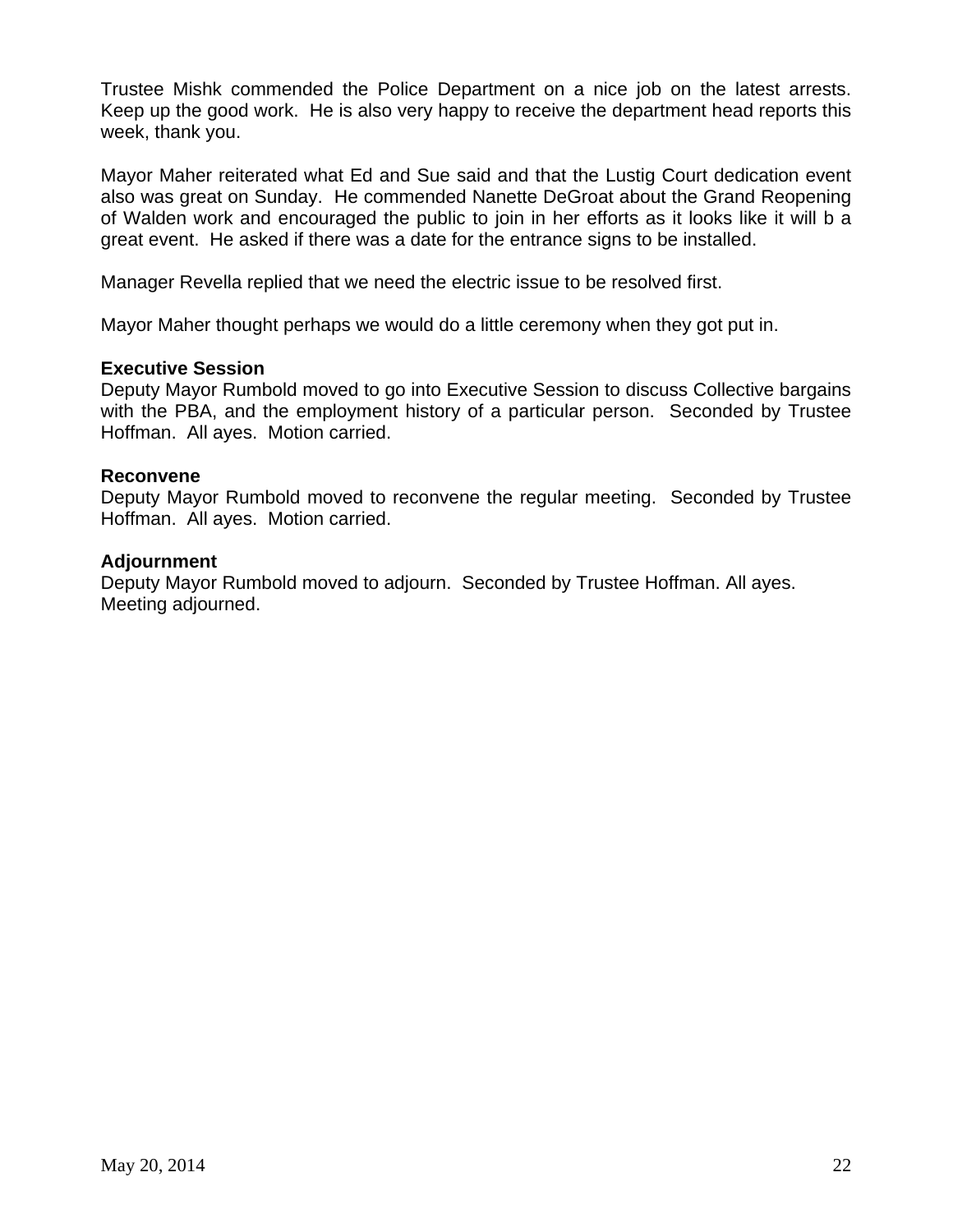Trustee Mishk commended the Police Department on a nice job on the latest arrests. Keep up the good work. He is also very happy to receive the department head reports this week, thank you.

Mayor Maher reiterated what Ed and Sue said and that the Lustig Court dedication event also was great on Sunday. He commended Nanette DeGroat about the Grand Reopening of Walden work and encouraged the public to join in her efforts as it looks like it will b a great event. He asked if there was a date for the entrance signs to be installed.

Manager Revella replied that we need the electric issue to be resolved first.

Mayor Maher thought perhaps we would do a little ceremony when they got put in.

**Executive Session**

Deputy Mayor Rumbold moved to go into Executive Session to discuss Collective bargains with the PBA, and the employment history of a particular person. Seconded by Trustee Hoffman. All ayes. Motion carried.

**Reconvene**

Deputy Mayor Rumbold moved to reconvene the regular meeting. Seconded by Trustee Hoffman. All ayes. Motion carried.

**Adjournment**

Deputy Mayor Rumbold moved to adjourn. Seconded by Trustee Hoffman. All ayes. Meeting adjourned.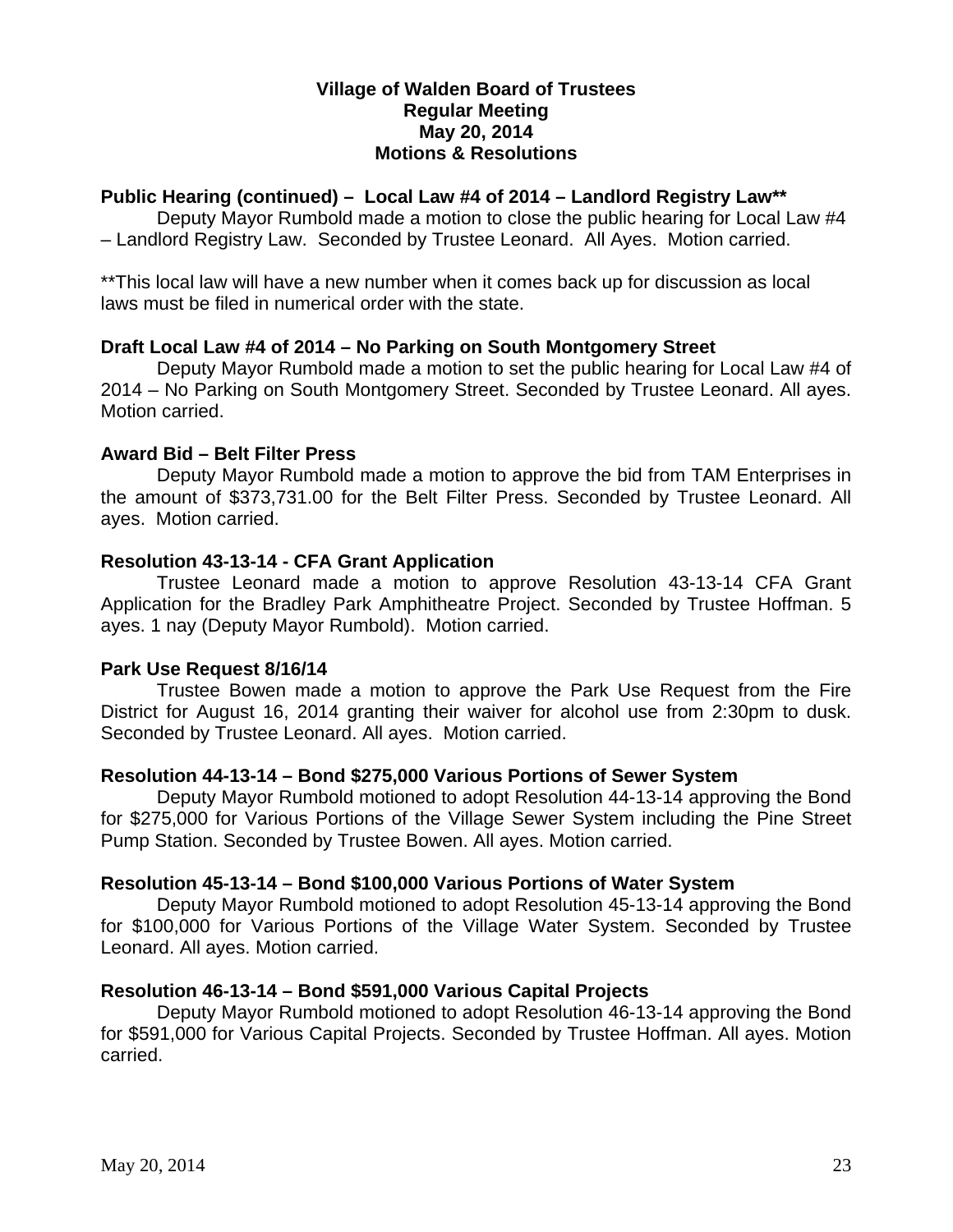**Village of Walden Board of Trustees**
**Regular Meeting**
**May 20, 2014**
**Motions & Resolutions**

**Public Hearing (continued) – Local Law #4 of 2014 – Landlord Registry Law****

Deputy Mayor Rumbold made a motion to close the public hearing for Local Law #4 – Landlord Registry Law. Seconded by Trustee Leonard. All Ayes. Motion carried.

**This local law will have a new number when it comes back up for discussion as local laws must be filed in numerical order with the state.

**Draft Local Law #4 of 2014 – No Parking on South Montgomery Street**

Deputy Mayor Rumbold made a motion to set the public hearing for Local Law #4 of 2014 – No Parking on South Montgomery Street. Seconded by Trustee Leonard. All ayes. Motion carried.

**Award Bid – Belt Filter Press**

Deputy Mayor Rumbold made a motion to approve the bid from TAM Enterprises in the amount of $373,731.00 for the Belt Filter Press. Seconded by Trustee Leonard. All ayes. Motion carried.

**Resolution 43-13-14 - CFA Grant Application**

Trustee Leonard made a motion to approve Resolution 43-13-14 CFA Grant Application for the Bradley Park Amphitheatre Project. Seconded by Trustee Hoffman. 5 ayes. 1 nay (Deputy Mayor Rumbold). Motion carried.

**Park Use Request 8/16/14**

Trustee Bowen made a motion to approve the Park Use Request from the Fire District for August 16, 2014 granting their waiver for alcohol use from 2:30pm to dusk. Seconded by Trustee Leonard. All ayes. Motion carried.

**Resolution 44-13-14 – Bond $275,000 Various Portions of Sewer System**

Deputy Mayor Rumbold motioned to adopt Resolution 44-13-14 approving the Bond for $275,000 for Various Portions of the Village Sewer System including the Pine Street Pump Station. Seconded by Trustee Bowen. All ayes. Motion carried.

**Resolution 45-13-14 – Bond $100,000 Various Portions of Water System**

Deputy Mayor Rumbold motioned to adopt Resolution 45-13-14 approving the Bond for $100,000 for Various Portions of the Village Water System. Seconded by Trustee Leonard. All ayes. Motion carried.

**Resolution 46-13-14 – Bond $591,000 Various Capital Projects**

Deputy Mayor Rumbold motioned to adopt Resolution 46-13-14 approving the Bond for $591,000 for Various Capital Projects. Seconded by Trustee Hoffman. All ayes. Motion carried.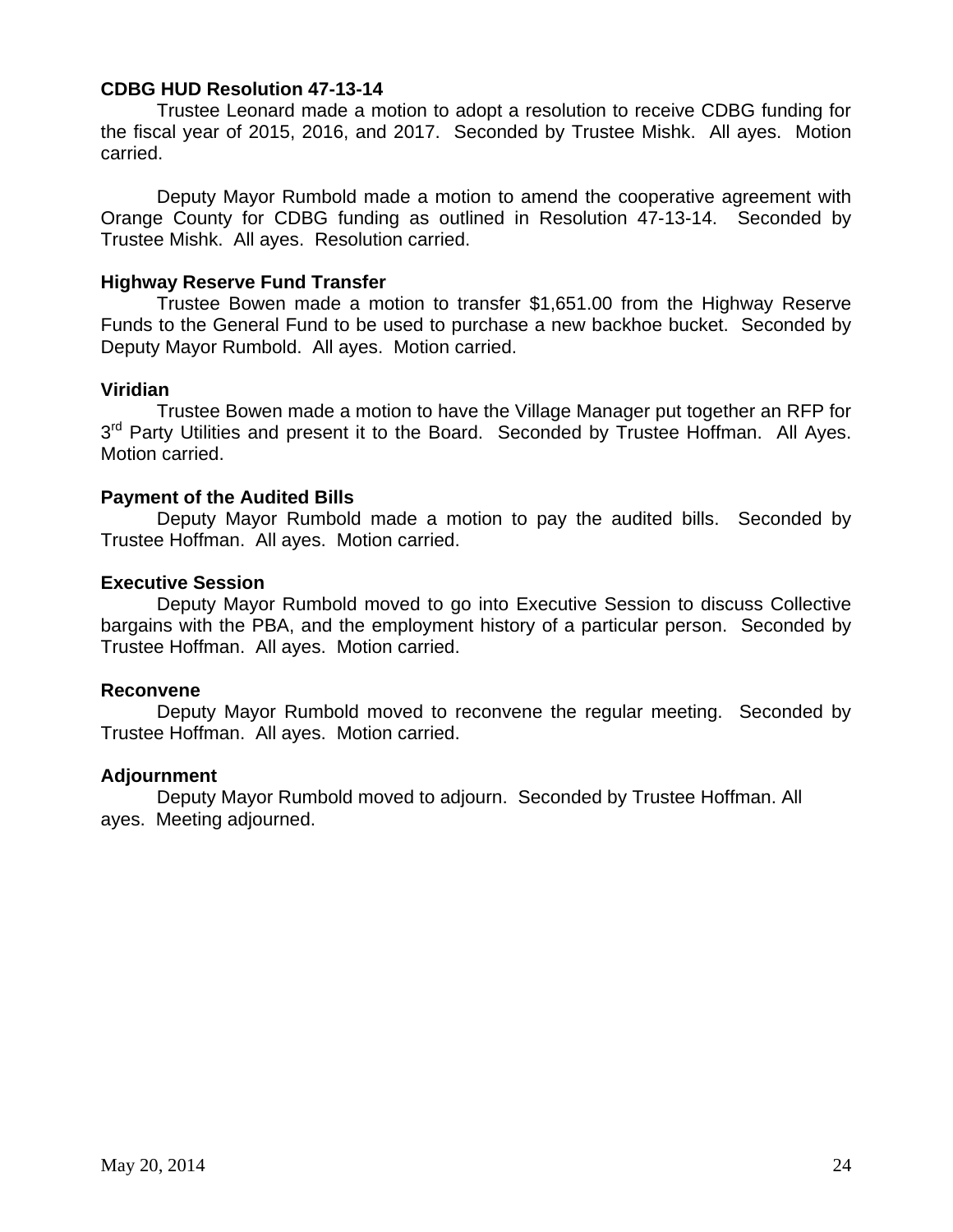**CDBG HUD Resolution 47-13-14**

Trustee Leonard made a motion to adopt a resolution to receive CDBG funding for the fiscal year of 2015, 2016, and 2017. Seconded by Trustee Mishk. All ayes. Motion carried.

Deputy Mayor Rumbold made a motion to amend the cooperative agreement with Orange County for CDBG funding as outlined in Resolution 47-13-14. Seconded by Trustee Mishk. All ayes. Resolution carried.

**Highway Reserve Fund Transfer**

Trustee Bowen made a motion to transfer $1,651.00 from the Highway Reserve Funds to the General Fund to be used to purchase a new backhoe bucket. Seconded by Deputy Mayor Rumbold. All ayes. Motion carried.

**Viridian**

Trustee Bowen made a motion to have the Village Manager put together an RFP for 3rd Party Utilities and present it to the Board. Seconded by Trustee Hoffman. All Ayes. Motion carried.

**Payment of the Audited Bills**

Deputy Mayor Rumbold made a motion to pay the audited bills. Seconded by Trustee Hoffman. All ayes. Motion carried.

**Executive Session**

Deputy Mayor Rumbold moved to go into Executive Session to discuss Collective bargains with the PBA, and the employment history of a particular person. Seconded by Trustee Hoffman. All ayes. Motion carried.

**Reconvene**

Deputy Mayor Rumbold moved to reconvene the regular meeting. Seconded by Trustee Hoffman. All ayes. Motion carried.

**Adjournment**

Deputy Mayor Rumbold moved to adjourn. Seconded by Trustee Hoffman. All ayes. Meeting adjourned.